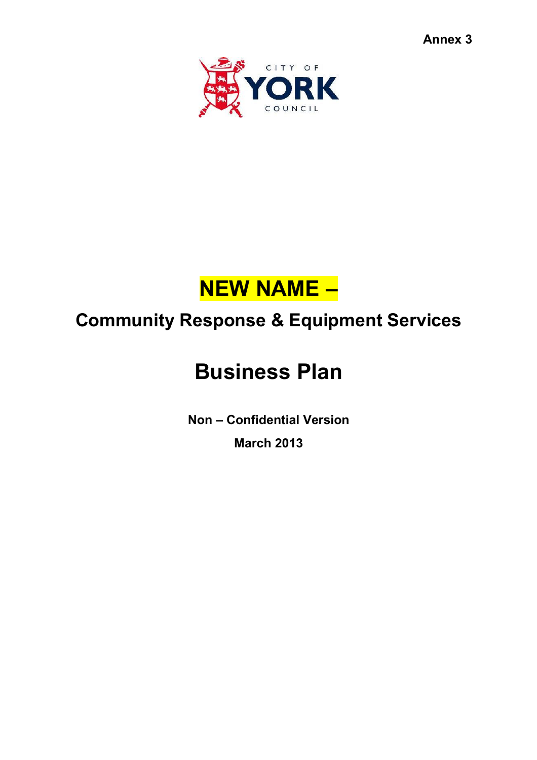**Annex 3**

CITY OF YORK COUNCIL

# NEW NAME –

## Community Response & Equipment Services

# Business Plan

**Non – Confidential Version**

**March 2013**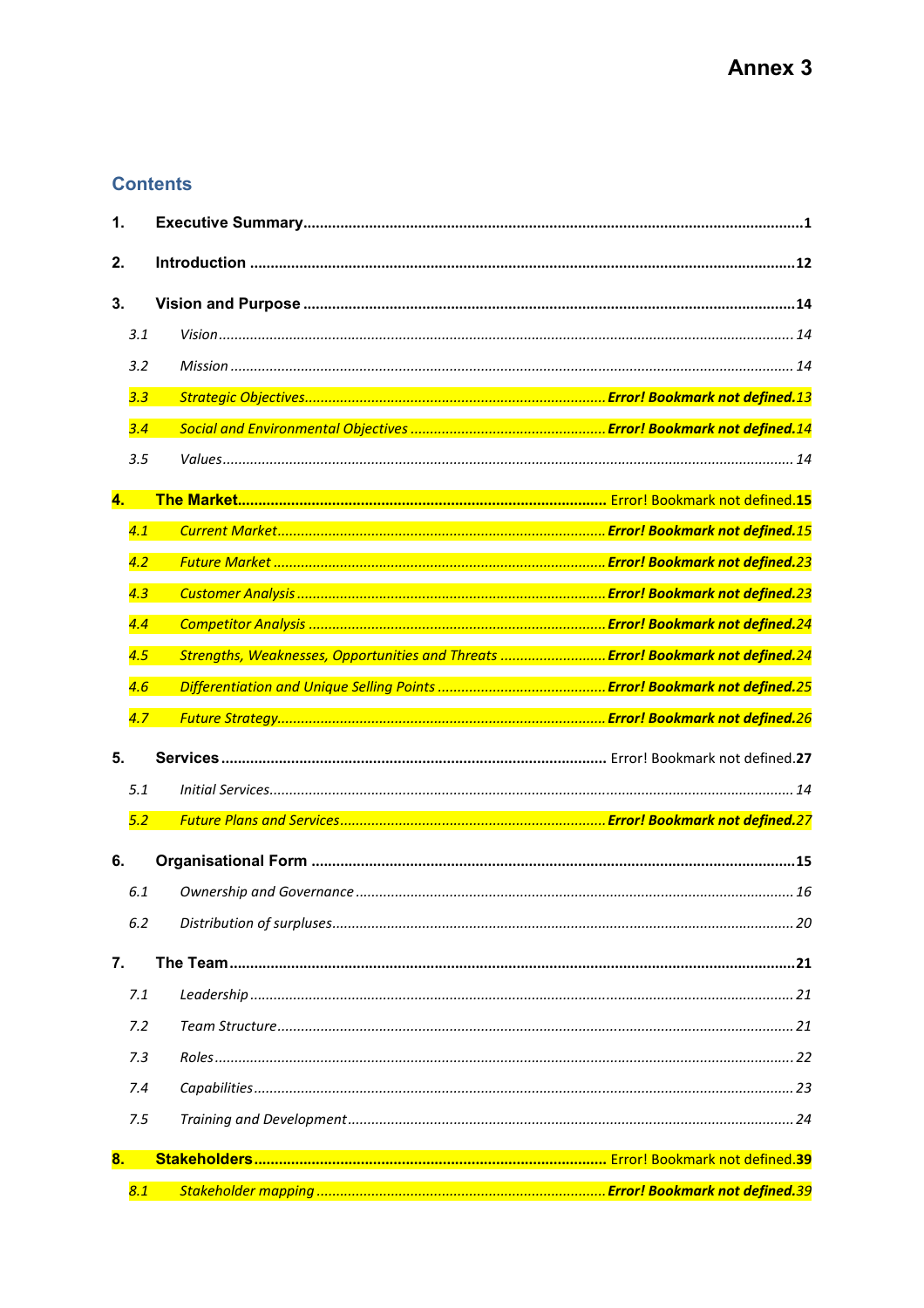# Annex 3

## Contents

1. **Executive Summary** ........................................ 1
2. **Introduction** ........................................ 12
3. **Vision and Purpose** ........................................ 14
   - *3.1 Vision* ........................................ *14*
   - *3.2 Mission* ........................................ *14*
   - *3.3 Strategic Objectives* ........................................ ***Error! Bookmark not defined.****13*
   - *3.4 Social and Environmental Objectives* ........................................ ***Error! Bookmark not defined.****14*
   - *3.5 Values* ........................................ *14*
4. **The Market** ........................................ Error! Bookmark not defined.**15**
   - *4.1 Current Market* ........................................ ***Error! Bookmark not defined.****15*
   - *4.2 Future Market* ........................................ ***Error! Bookmark not defined.****23*
   - *4.3 Customer Analysis* ........................................ ***Error! Bookmark not defined.****23*
   - *4.4 Competitor Analysis* ........................................ ***Error! Bookmark not defined.****24*
   - *4.5 Strengths, Weaknesses, Opportunities and Threats* ........................................ ***Error! Bookmark not defined.****24*
   - *4.6 Differentiation and Unique Selling Points* ........................................ ***Error! Bookmark not defined.****25*
   - *4.7 Future Strategy* ........................................ ***Error! Bookmark not defined.****26*
5. **Services** ........................................ Error! Bookmark not defined.**27**
   - *5.1 Initial Services* ........................................ *14*
   - *5.2 Future Plans and Services* ........................................ ***Error! Bookmark not defined.****27*
6. **Organisational Form** ........................................ 15
   - *6.1 Ownership and Governance* ........................................ *16*
   - *6.2 Distribution of surpluses* ........................................ *20*
7. **The Team** ........................................ 21
   - *7.1 Leadership* ........................................ *21*
   - *7.2 Team Structure* ........................................ *21*
   - *7.3 Roles* ........................................ *22*
   - *7.4 Capabilities* ........................................ *23*
   - *7.5 Training and Development* ........................................ *24*
8. **Stakeholders** ........................................ Error! Bookmark not defined.**39**
   - *8.1 Stakeholder mapping* ........................................ ***Error! Bookmark not defined.****39*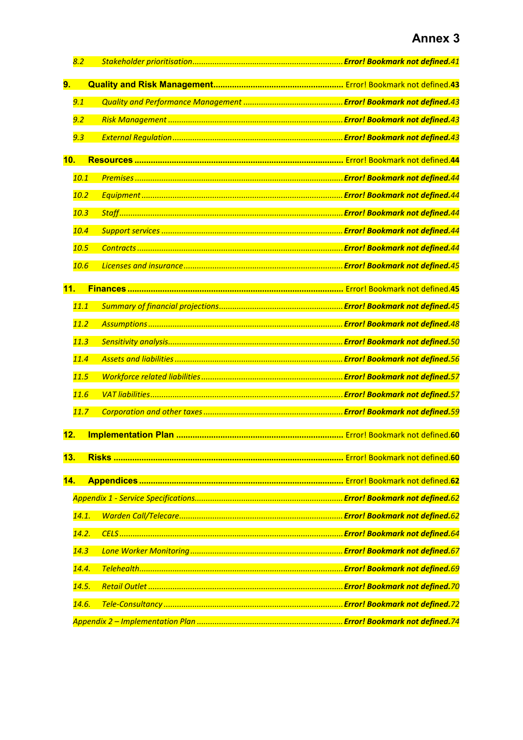# Annex 3

*8.2 Stakeholder prioritisation* ........ ***Error! Bookmark not defined.*** *41*

**9. Quality and Risk Management** ........ Error! Bookmark not defined.**43**

*9.1 Quality and Performance Management* ........ ***Error! Bookmark not defined.*** *43*

*9.2 Risk Management* ........ ***Error! Bookmark not defined.*** *43*

*9.3 External Regulation* ........ ***Error! Bookmark not defined.*** *43*

**10. Resources** ........ Error! Bookmark not defined.**44**

*10.1 Premises* ........ ***Error! Bookmark not defined.*** *44*

*10.2 Equipment* ........ ***Error! Bookmark not defined.*** *44*

*10.3 Staff* ........ ***Error! Bookmark not defined.*** *44*

*10.4 Support services* ........ ***Error! Bookmark not defined.*** *44*

*10.5 Contracts* ........ ***Error! Bookmark not defined.*** *44*

*10.6 Licenses and insurance* ........ ***Error! Bookmark not defined.*** *45*

**11. Finances** ........ Error! Bookmark not defined.**45**

*11.1 Summary of financial projections* ........ ***Error! Bookmark not defined.*** *45*

*11.2 Assumptions* ........ ***Error! Bookmark not defined.*** *48*

*11.3 Sensitivity analysis* ........ ***Error! Bookmark not defined.*** *50*

*11.4 Assets and liabilities* ........ ***Error! Bookmark not defined.*** *56*

*11.5 Workforce related liabilities* ........ ***Error! Bookmark not defined.*** *57*

*11.6 VAT liabilities* ........ ***Error! Bookmark not defined.*** *57*

*11.7 Corporation and other taxes* ........ ***Error! Bookmark not defined.*** *59*

**12. Implementation Plan** ........ Error! Bookmark not defined.**60**

**13. Risks** ........ Error! Bookmark not defined.**60**

**14. Appendices** ........ Error! Bookmark not defined.**62**

*Appendix 1 - Service Specifications* ........ ***Error! Bookmark not defined.*** *62*

*14.1. Warden Call/Telecare* ........ ***Error! Bookmark not defined.*** *62*

*14.2. CELS* ........ ***Error! Bookmark not defined.*** *64*

*14.3 Lone Worker Monitoring* ........ ***Error! Bookmark not defined.*** *67*

*14.4. Telehealth* ........ ***Error! Bookmark not defined.*** *69*

*14.5. Retail Outlet* ........ ***Error! Bookmark not defined.*** *70*

*14.6. Tele-Consultancy* ........ ***Error! Bookmark not defined.*** *72*

*Appendix 2 – Implementation Plan* ........ ***Error! Bookmark not defined.*** *74*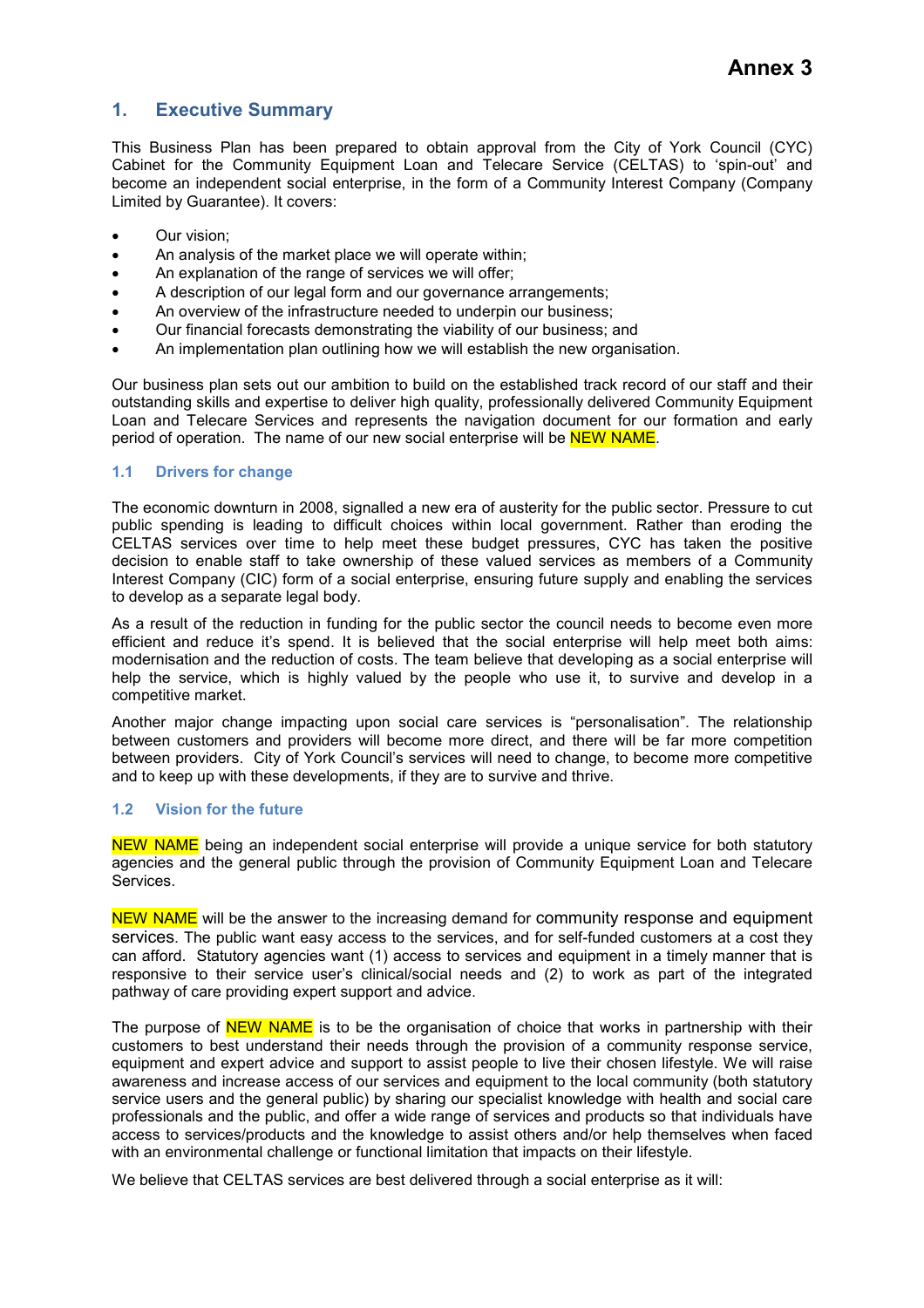**Annex 3**

## 1. Executive Summary

This Business Plan has been prepared to obtain approval from the City of York Council (CYC) Cabinet for the Community Equipment Loan and Telecare Service (CELTAS) to 'spin-out' and become an independent social enterprise, in the form of a Community Interest Company (Company Limited by Guarantee). It covers:

- Our vision;
- An analysis of the market place we will operate within;
- An explanation of the range of services we will offer;
- A description of our legal form and our governance arrangements;
- An overview of the infrastructure needed to underpin our business;
- Our financial forecasts demonstrating the viability of our business; and
- An implementation plan outlining how we will establish the new organisation.

Our business plan sets out our ambition to build on the established track record of our staff and their outstanding skills and expertise to deliver high quality, professionally delivered Community Equipment Loan and Telecare Services and represents the navigation document for our formation and early period of operation. The name of our new social enterprise will be NEW NAME.

### 1.1 Drivers for change

The economic downturn in 2008, signalled a new era of austerity for the public sector. Pressure to cut public spending is leading to difficult choices within local government. Rather than eroding the CELTAS services over time to help meet these budget pressures, CYC has taken the positive decision to enable staff to take ownership of these valued services as members of a Community Interest Company (CIC) form of a social enterprise, ensuring future supply and enabling the services to develop as a separate legal body.

As a result of the reduction in funding for the public sector the council needs to become even more efficient and reduce it's spend. It is believed that the social enterprise will help meet both aims: modernisation and the reduction of costs. The team believe that developing as a social enterprise will help the service, which is highly valued by the people who use it, to survive and develop in a competitive market.

Another major change impacting upon social care services is "personalisation". The relationship between customers and providers will become more direct, and there will be far more competition between providers. City of York Council's services will need to change, to become more competitive and to keep up with these developments, if they are to survive and thrive.

### 1.2 Vision for the future

NEW NAME being an independent social enterprise will provide a unique service for both statutory agencies and the general public through the provision of Community Equipment Loan and Telecare Services.

NEW NAME will be the answer to the increasing demand for community response and equipment services. The public want easy access to the services, and for self-funded customers at a cost they can afford. Statutory agencies want (1) access to services and equipment in a timely manner that is responsive to their service user's clinical/social needs and (2) to work as part of the integrated pathway of care providing expert support and advice.

The purpose of NEW NAME is to be the organisation of choice that works in partnership with their customers to best understand their needs through the provision of a community response service, equipment and expert advice and support to assist people to live their chosen lifestyle. We will raise awareness and increase access of our services and equipment to the local community (both statutory service users and the general public) by sharing our specialist knowledge with health and social care professionals and the public, and offer a wide range of services and products so that individuals have access to services/products and the knowledge to assist others and/or help themselves when faced with an environmental challenge or functional limitation that impacts on their lifestyle.

We believe that CELTAS services are best delivered through a social enterprise as it will: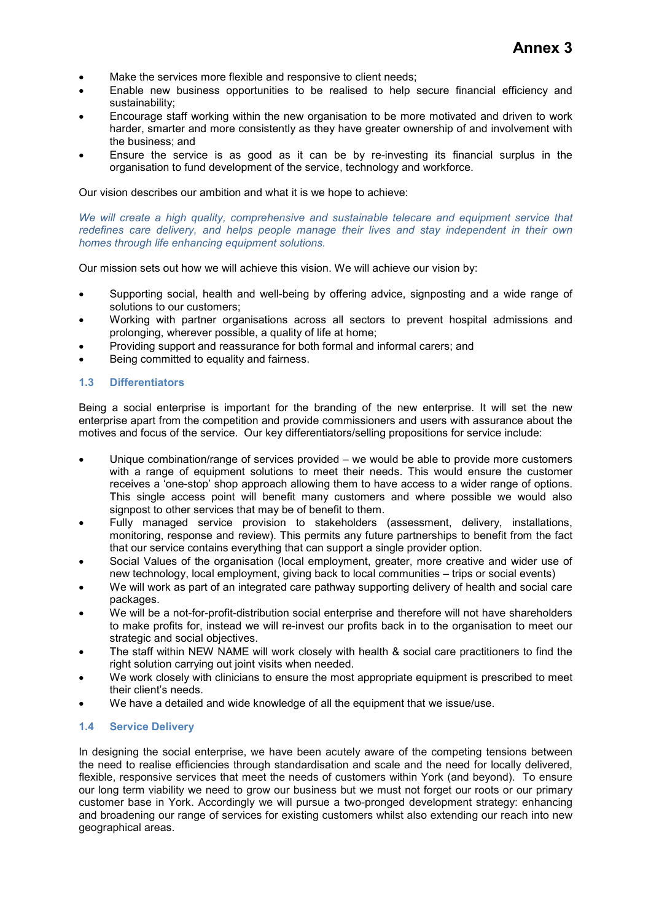# Annex 3

- Make the services more flexible and responsive to client needs;
- Enable new business opportunities to be realised to help secure financial efficiency and sustainability;
- Encourage staff working within the new organisation to be more motivated and driven to work harder, smarter and more consistently as they have greater ownership of and involvement with the business; and
- Ensure the service is as good as it can be by re-investing its financial surplus in the organisation to fund development of the service, technology and workforce.

Our vision describes our ambition and what it is we hope to achieve:

*We will create a high quality, comprehensive and sustainable telecare and equipment service that redefines care delivery, and helps people manage their lives and stay independent in their own homes through life enhancing equipment solutions.*

Our mission sets out how we will achieve this vision. We will achieve our vision by:

- Supporting social, health and well-being by offering advice, signposting and a wide range of solutions to our customers;
- Working with partner organisations across all sectors to prevent hospital admissions and prolonging, wherever possible, a quality of life at home;
- Providing support and reassurance for both formal and informal carers; and
- Being committed to equality and fairness.

## 1.3 Differentiators

Being a social enterprise is important for the branding of the new enterprise. It will set the new enterprise apart from the competition and provide commissioners and users with assurance about the motives and focus of the service. Our key differentiators/selling propositions for service include:

- Unique combination/range of services provided – we would be able to provide more customers with a range of equipment solutions to meet their needs. This would ensure the customer receives a 'one-stop' shop approach allowing them to have access to a wider range of options. This single access point will benefit many customers and where possible we would also signpost to other services that may be of benefit to them.
- Fully managed service provision to stakeholders (assessment, delivery, installations, monitoring, response and review). This permits any future partnerships to benefit from the fact that our service contains everything that can support a single provider option.
- Social Values of the organisation (local employment, greater, more creative and wider use of new technology, local employment, giving back to local communities – trips or social events)
- We will work as part of an integrated care pathway supporting delivery of health and social care packages.
- We will be a not-for-profit-distribution social enterprise and therefore will not have shareholders to make profits for, instead we will re-invest our profits back in to the organisation to meet our strategic and social objectives.
- The staff within NEW NAME will work closely with health & social care practitioners to find the right solution carrying out joint visits when needed.
- We work closely with clinicians to ensure the most appropriate equipment is prescribed to meet their client's needs.
- We have a detailed and wide knowledge of all the equipment that we issue/use.

## 1.4 Service Delivery

In designing the social enterprise, we have been acutely aware of the competing tensions between the need to realise efficiencies through standardisation and scale and the need for locally delivered, flexible, responsive services that meet the needs of customers within York (and beyond). To ensure our long term viability we need to grow our business but we must not forget our roots or our primary customer base in York. Accordingly we will pursue a two-pronged development strategy: enhancing and broadening our range of services for existing customers whilst also extending our reach into new geographical areas.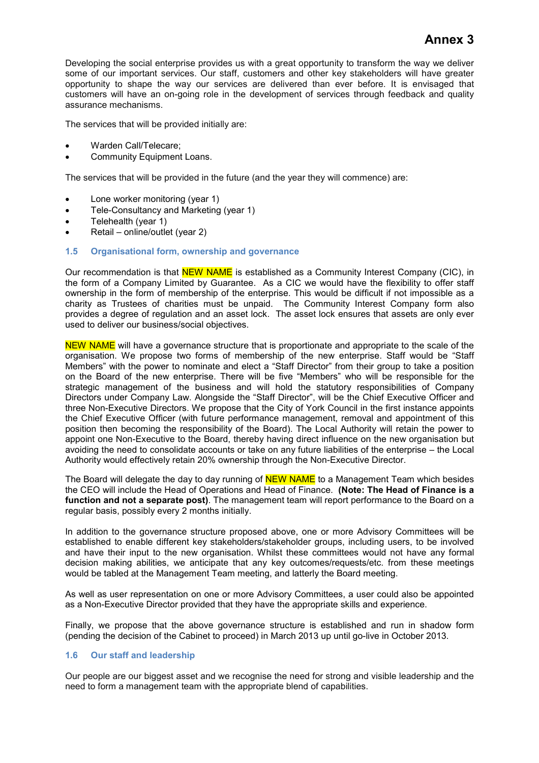# Annex 3

Developing the social enterprise provides us with a great opportunity to transform the way we deliver some of our important services. Our staff, customers and other key stakeholders will have greater opportunity to shape the way our services are delivered than ever before. It is envisaged that customers will have an on-going role in the development of services through feedback and quality assurance mechanisms.

The services that will be provided initially are:

- Warden Call/Telecare;
- Community Equipment Loans.

The services that will be provided in the future (and the year they will commence) are:

- Lone worker monitoring (year 1)
- Tele-Consultancy and Marketing (year 1)
- Telehealth (year 1)
- Retail – online/outlet (year 2)

### 1.5 Organisational form, ownership and governance

Our recommendation is that NEW NAME is established as a Community Interest Company (CIC), in the form of a Company Limited by Guarantee. As a CIC we would have the flexibility to offer staff ownership in the form of membership of the enterprise. This would be difficult if not impossible as a charity as Trustees of charities must be unpaid. The Community Interest Company form also provides a degree of regulation and an asset lock. The asset lock ensures that assets are only ever used to deliver our business/social objectives.

NEW NAME will have a governance structure that is proportionate and appropriate to the scale of the organisation. We propose two forms of membership of the new enterprise. Staff would be "Staff Members" with the power to nominate and elect a "Staff Director" from their group to take a position on the Board of the new enterprise. There will be five "Members" who will be responsible for the strategic management of the business and will hold the statutory responsibilities of Company Directors under Company Law. Alongside the "Staff Director", will be the Chief Executive Officer and three Non-Executive Directors. We propose that the City of York Council in the first instance appoints the Chief Executive Officer (with future performance management, removal and appointment of this position then becoming the responsibility of the Board). The Local Authority will retain the power to appoint one Non-Executive to the Board, thereby having direct influence on the new organisation but avoiding the need to consolidate accounts or take on any future liabilities of the enterprise – the Local Authority would effectively retain 20% ownership through the Non-Executive Director.

The Board will delegate the day to day running of NEW NAME to a Management Team which besides the CEO will include the Head of Operations and Head of Finance. **(Note: The Head of Finance is a function and not a separate post)**. The management team will report performance to the Board on a regular basis, possibly every 2 months initially.

In addition to the governance structure proposed above, one or more Advisory Committees will be established to enable different key stakeholders/stakeholder groups, including users, to be involved and have their input to the new organisation. Whilst these committees would not have any formal decision making abilities, we anticipate that any key outcomes/requests/etc. from these meetings would be tabled at the Management Team meeting, and latterly the Board meeting.

As well as user representation on one or more Advisory Committees, a user could also be appointed as a Non-Executive Director provided that they have the appropriate skills and experience.

Finally, we propose that the above governance structure is established and run in shadow form (pending the decision of the Cabinet to proceed) in March 2013 up until go-live in October 2013.

### 1.6 Our staff and leadership

Our people are our biggest asset and we recognise the need for strong and visible leadership and the need to form a management team with the appropriate blend of capabilities.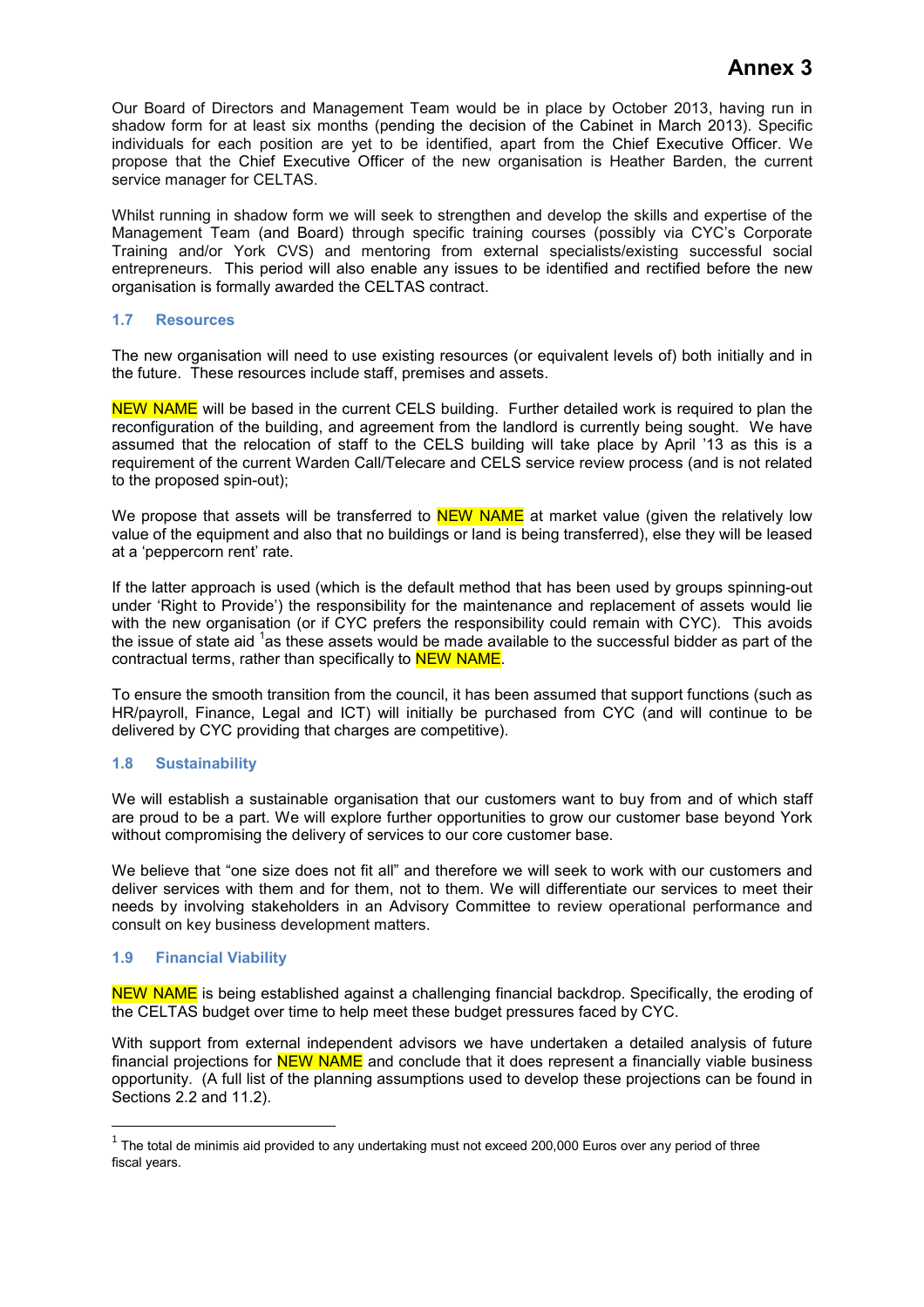# Annex 3

Our Board of Directors and Management Team would be in place by October 2013, having run in shadow form for at least six months (pending the decision of the Cabinet in March 2013). Specific individuals for each position are yet to be identified, apart from the Chief Executive Officer. We propose that the Chief Executive Officer of the new organisation is Heather Barden, the current service manager for CELTAS.

Whilst running in shadow form we will seek to strengthen and develop the skills and expertise of the Management Team (and Board) through specific training courses (possibly via CYC's Corporate Training and/or York CVS) and mentoring from external specialists/existing successful social entrepreneurs. This period will also enable any issues to be identified and rectified before the new organisation is formally awarded the CELTAS contract.

### 1.7 Resources

The new organisation will need to use existing resources (or equivalent levels of) both initially and in the future. These resources include staff, premises and assets.

NEW NAME will be based in the current CELS building. Further detailed work is required to plan the reconfiguration of the building, and agreement from the landlord is currently being sought. We have assumed that the relocation of staff to the CELS building will take place by April '13 as this is a requirement of the current Warden Call/Telecare and CELS service review process (and is not related to the proposed spin-out);

We propose that assets will be transferred to NEW NAME at market value (given the relatively low value of the equipment and also that no buildings or land is being transferred), else they will be leased at a 'peppercorn rent' rate.

If the latter approach is used (which is the default method that has been used by groups spinning-out under 'Right to Provide') the responsibility for the maintenance and replacement of assets would lie with the new organisation (or if CYC prefers the responsibility could remain with CYC). This avoids the issue of state aid [1] as these assets would be made available to the successful bidder as part of the contractual terms, rather than specifically to NEW NAME.

To ensure the smooth transition from the council, it has been assumed that support functions (such as HR/payroll, Finance, Legal and ICT) will initially be purchased from CYC (and will continue to be delivered by CYC providing that charges are competitive).

### 1.8 Sustainability

We will establish a sustainable organisation that our customers want to buy from and of which staff are proud to be a part. We will explore further opportunities to grow our customer base beyond York without compromising the delivery of services to our core customer base.

We believe that "one size does not fit all" and therefore we will seek to work with our customers and deliver services with them and for them, not to them. We will differentiate our services to meet their needs by involving stakeholders in an Advisory Committee to review operational performance and consult on key business development matters.

### 1.9 Financial Viability

NEW NAME is being established against a challenging financial backdrop. Specifically, the eroding of the CELTAS budget over time to help meet these budget pressures faced by CYC.

With support from external independent advisors we have undertaken a detailed analysis of future financial projections for NEW NAME and conclude that it does represent a financially viable business opportunity. (A full list of the planning assumptions used to develop these projections can be found in Sections 2.2 and 11.2).

---

[1] The total de minimis aid provided to any undertaking must not exceed 200,000 Euros over any period of three fiscal years.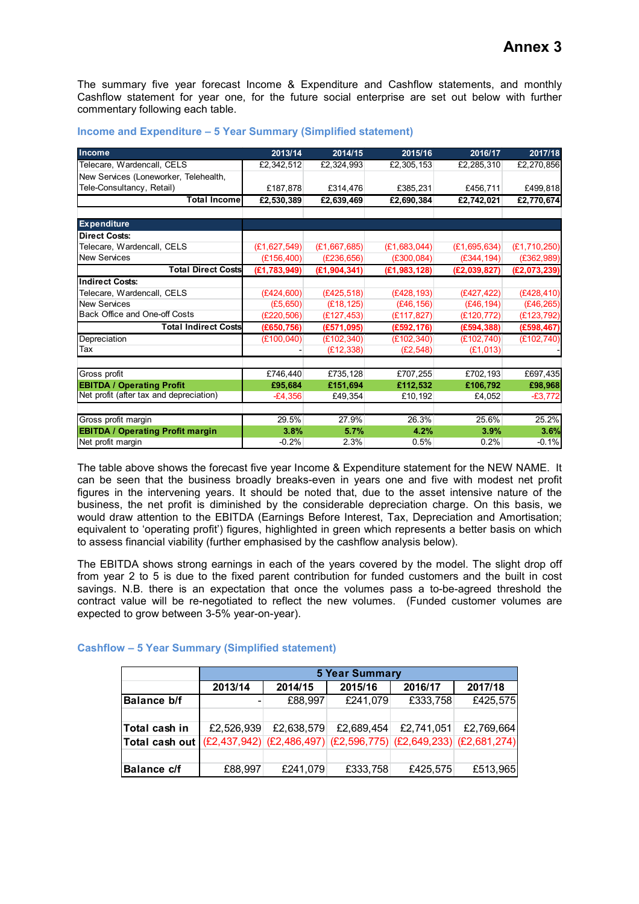# Annex 3

The summary five year forecast Income & Expenditure and Cashflow statements, and monthly Cashflow statement for year one, for the future social enterprise are set out below with further commentary following each table.

### Income and Expenditure – 5 Year Summary (Simplified statement)

| Income | 2013/14 | 2014/15 | 2015/16 | 2016/17 | 2017/18 |
|---|---|---|---|---|---|
| Telecare, Wardencall, CELS | £2,342,512 | £2,324,993 | £2,305,153 | £2,285,310 | £2,270,856 |
| New Services (Loneworker, Telehealth, Tele-Consultancy, Retail) | £187,878 | £314,476 | £385,231 | £456,711 | £499,818 |
| **Total Income** | **£2,530,389** | **£2,639,469** | **£2,690,384** | **£2,742,021** | **£2,770,674** |
| | | | | | |
| **Expenditure** | | | | | |
| **Direct Costs:** | | | | | |
| Telecare, Wardencall, CELS | (£1,627,549) | (£1,667,685) | (£1,683,044) | (£1,695,634) | (£1,710,250) |
| New Services | (£156,400) | (£236,656) | (£300,084) | (£344,194) | (£362,989) |
| **Total Direct Costs** | **(£1,783,949)** | **(£1,904,341)** | **(£1,983,128)** | **(£2,039,827)** | **(£2,073,239)** |
| **Indirect Costs:** | | | | | |
| Telecare, Wardencall, CELS | (£424,600) | (£425,518) | (£428,193) | (£427,422) | (£428,410) |
| New Services | (£5,650) | (£18,125) | (£46,156) | (£46,194) | (£46,265) |
| Back Office and One-off Costs | (£220,506) | (£127,453) | (£117,827) | (£120,772) | (£123,792) |
| **Total Indirect Costs** | **(£650,756)** | **(£571,095)** | **(£592,176)** | **(£594,388)** | **(£598,467)** |
| Depreciation | (£100,040) | (£102,340) | (£102,340) | (£102,740) | (£102,740) |
| Tax | - | (£12,338) | (£2,548) | (£1,013) | - |
| | | | | | |
| Gross profit | £746,440 | £735,128 | £707,255 | £702,193 | £697,435 |
| **EBITDA / Operating Profit** | **£95,684** | **£151,694** | **£112,532** | **£106,792** | **£98,968** |
| Net profit (after tax and depreciation) | -£4,356 | £49,354 | £10,192 | £4,052 | -£3,772 |
| | | | | | |
| Gross profit margin | 29.5% | 27.9% | 26.3% | 25.6% | 25.2% |
| **EBITDA / Operating Profit margin** | **3.8%** | **5.7%** | **4.2%** | **3.9%** | **3.6%** |
| Net profit margin | -0.2% | 2.3% | 0.5% | 0.2% | -0.1% |

The table above shows the forecast five year Income & Expenditure statement for the NEW NAME. It can be seen that the business broadly breaks-even in years one and five with modest net profit figures in the intervening years. It should be noted that, due to the asset intensive nature of the business, the net profit is diminished by the considerable depreciation charge. On this basis, we would draw attention to the EBITDA (Earnings Before Interest, Tax, Depreciation and Amortisation; equivalent to 'operating profit') figures, highlighted in green which represents a better basis on which to assess financial viability (further emphasised by the cashflow analysis below).

The EBITDA shows strong earnings in each of the years covered by the model. The slight drop off from year 2 to 5 is due to the fixed parent contribution for funded customers and the built in cost savings. N.B. there is an expectation that once the volumes pass a to-be-agreed threshold the contract value will be re-negotiated to reflect the new volumes. (Funded customer volumes are expected to grow between 3-5% year-on-year).

### Cashflow – 5 Year Summary (Simplified statement)

| | 5 Year Summary | | | | |
|---|---|---|---|---|---|
| | 2013/14 | 2014/15 | 2015/16 | 2016/17 | 2017/18 |
| **Balance b/f** | - | £88,997 | £241,079 | £333,758 | £425,575 |
| | | | | | |
| **Total cash in** | £2,526,939 | £2,638,579 | £2,689,454 | £2,741,051 | £2,769,664 |
| **Total cash out** | (£2,437,942) | (£2,486,497) | (£2,596,775) | (£2,649,233) | (£2,681,274) |
| | | | | | |
| **Balance c/f** | £88,997 | £241,079 | £333,758 | £425,575 | £513,965 |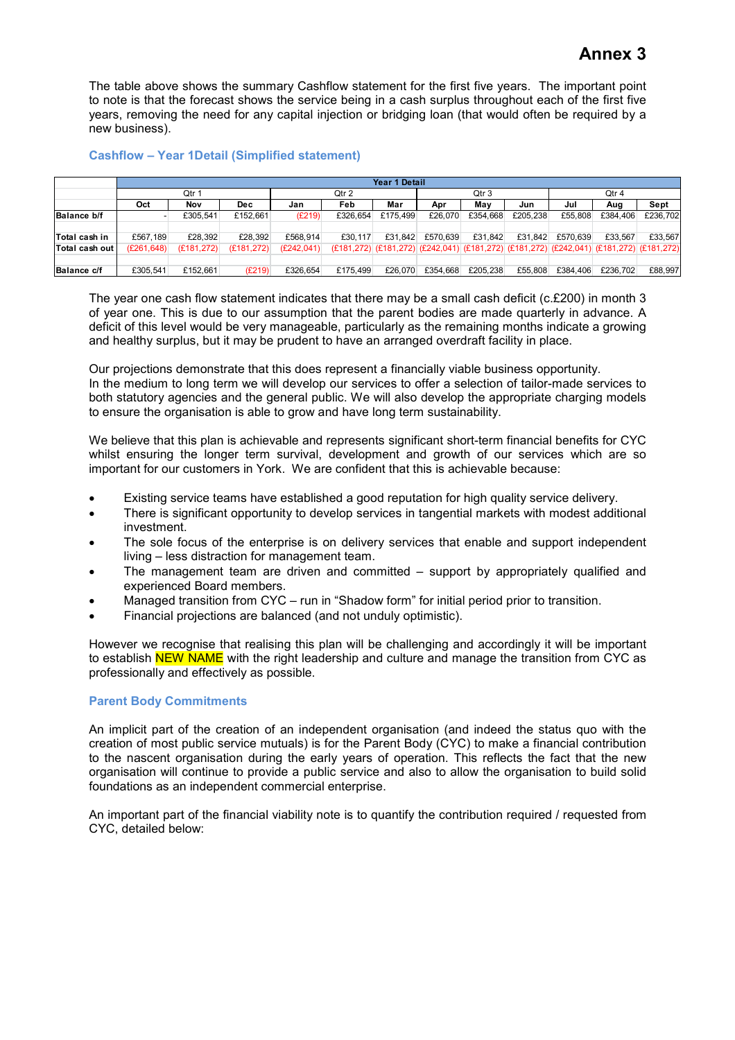# Annex 3

The table above shows the summary Cashflow statement for the first five years. The important point to note is that the forecast shows the service being in a cash surplus throughout each of the first five years, removing the need for any capital injection or bridging loan (that would often be required by a new business).

### Cashflow – Year 1Detail (Simplified statement)

| | Year 1 Detail | | | | | | | | | | | |
|---|---|---|---|---|---|---|---|---|---|---|---|---|
| | Qtr 1 | | | Qtr 2 | | | Qtr 3 | | | Qtr 4 | | |
| | Oct | Nov | Dec | Jan | Feb | Mar | Apr | May | Jun | Jul | Aug | Sept |
| **Balance b/f** | - | £305,541 | £152,661 | (£219) | £326,654 | £175,499 | £26,070 | £354,668 | £205,238 | £55,808 | £384,406 | £236,702 |
| | | | | | | | | | | | | |
| **Total cash in** | £567,189 | £28,392 | £28,392 | £568,914 | £30,117 | £31,842 | £570,639 | £31,842 | £31,842 | £570,639 | £33,567 | £33,567 |
| **Total cash out** | (£261,648) | (£181,272) | (£181,272) | (£242,041) | (£181,272) | (£181,272) | (£242,041) | (£181,272) | (£181,272) | (£242,041) | (£181,272) | (£181,272) |
| | | | | | | | | | | | | |
| **Balance c/f** | £305,541 | £152,661 | (£219) | £326,654 | £175,499 | £26,070 | £354,668 | £205,238 | £55,808 | £384,406 | £236,702 | £88,997 |

The year one cash flow statement indicates that there may be a small cash deficit (c.£200) in month 3 of year one. This is due to our assumption that the parent bodies are made quarterly in advance. A deficit of this level would be very manageable, particularly as the remaining months indicate a growing and healthy surplus, but it may be prudent to have an arranged overdraft facility in place.

Our projections demonstrate that this does represent a financially viable business opportunity.
In the medium to long term we will develop our services to offer a selection of tailor-made services to both statutory agencies and the general public. We will also develop the appropriate charging models to ensure the organisation is able to grow and have long term sustainability.

We believe that this plan is achievable and represents significant short-term financial benefits for CYC whilst ensuring the longer term survival, development and growth of our services which are so important for our customers in York. We are confident that this is achievable because:

- Existing service teams have established a good reputation for high quality service delivery.
- There is significant opportunity to develop services in tangential markets with modest additional investment.
- The sole focus of the enterprise is on delivery services that enable and support independent living – less distraction for management team.
- The management team are driven and committed – support by appropriately qualified and experienced Board members.
- Managed transition from CYC – run in "Shadow form" for initial period prior to transition.
- Financial projections are balanced (and not unduly optimistic).

However we recognise that realising this plan will be challenging and accordingly it will be important to establish NEW NAME with the right leadership and culture and manage the transition from CYC as professionally and effectively as possible.

### Parent Body Commitments

An implicit part of the creation of an independent organisation (and indeed the status quo with the creation of most public service mutuals) is for the Parent Body (CYC) to make a financial contribution to the nascent organisation during the early years of operation. This reflects the fact that the new organisation will continue to provide a public service and also to allow the organisation to build solid foundations as an independent commercial enterprise.

An important part of the financial viability note is to quantify the contribution required / requested from CYC, detailed below: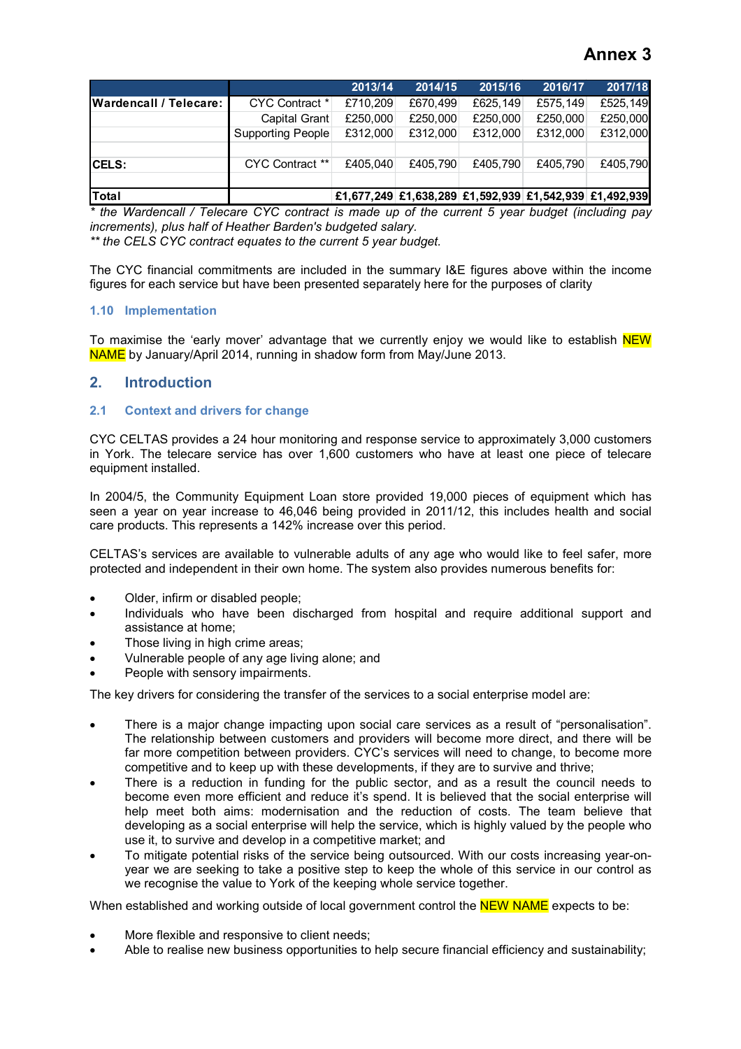# Annex 3

| | | 2013/14 | 2014/15 | 2015/16 | 2016/17 | 2017/18 |
|---|---|---|---|---|---|---|
| **Wardencall / Telecare:** | CYC Contract * | £710,209 | £670,499 | £625,149 | £575,149 | £525,149 |
| | Capital Grant | £250,000 | £250,000 | £250,000 | £250,000 | £250,000 |
| | Supporting People | £312,000 | £312,000 | £312,000 | £312,000 | £312,000 |
| | | | | | | |
| **CELS:** | CYC Contract ** | £405,040 | £405,790 | £405,790 | £405,790 | £405,790 |
| | | | | | | |
| **Total** | | **£1,677,249** | **£1,638,289** | **£1,592,939** | **£1,542,939** | **£1,492,939** |

*\* the Wardencall / Telecare CYC contract is made up of the current 5 year budget (including pay increments), plus half of Heather Barden's budgeted salary.*

*\*\* the CELS CYC contract equates to the current 5 year budget.*

The CYC financial commitments are included in the summary I&E figures above within the income figures for each service but have been presented separately here for the purposes of clarity

### 1.10 Implementation

To maximise the 'early mover' advantage that we currently enjoy we would like to establish NEW NAME by January/April 2014, running in shadow form from May/June 2013.

## 2. Introduction

### 2.1 Context and drivers for change

CYC CELTAS provides a 24 hour monitoring and response service to approximately 3,000 customers in York. The telecare service has over 1,600 customers who have at least one piece of telecare equipment installed.

In 2004/5, the Community Equipment Loan store provided 19,000 pieces of equipment which has seen a year on year increase to 46,046 being provided in 2011/12, this includes health and social care products. This represents a 142% increase over this period.

CELTAS's services are available to vulnerable adults of any age who would like to feel safer, more protected and independent in their own home. The system also provides numerous benefits for:

- Older, infirm or disabled people;
- Individuals who have been discharged from hospital and require additional support and assistance at home;
- Those living in high crime areas;
- Vulnerable people of any age living alone; and
- People with sensory impairments.

The key drivers for considering the transfer of the services to a social enterprise model are:

- There is a major change impacting upon social care services as a result of "personalisation". The relationship between customers and providers will become more direct, and there will be far more competition between providers. CYC's services will need to change, to become more competitive and to keep up with these developments, if they are to survive and thrive;
- There is a reduction in funding for the public sector, and as a result the council needs to become even more efficient and reduce it's spend. It is believed that the social enterprise will help meet both aims: modernisation and the reduction of costs. The team believe that developing as a social enterprise will help the service, which is highly valued by the people who use it, to survive and develop in a competitive market; and
- To mitigate potential risks of the service being outsourced. With our costs increasing year-on-year we are seeking to take a positive step to keep the whole of this service in our control as we recognise the value to York of the keeping whole service together.

When established and working outside of local government control the NEW NAME expects to be:

- More flexible and responsive to client needs;
- Able to realise new business opportunities to help secure financial efficiency and sustainability;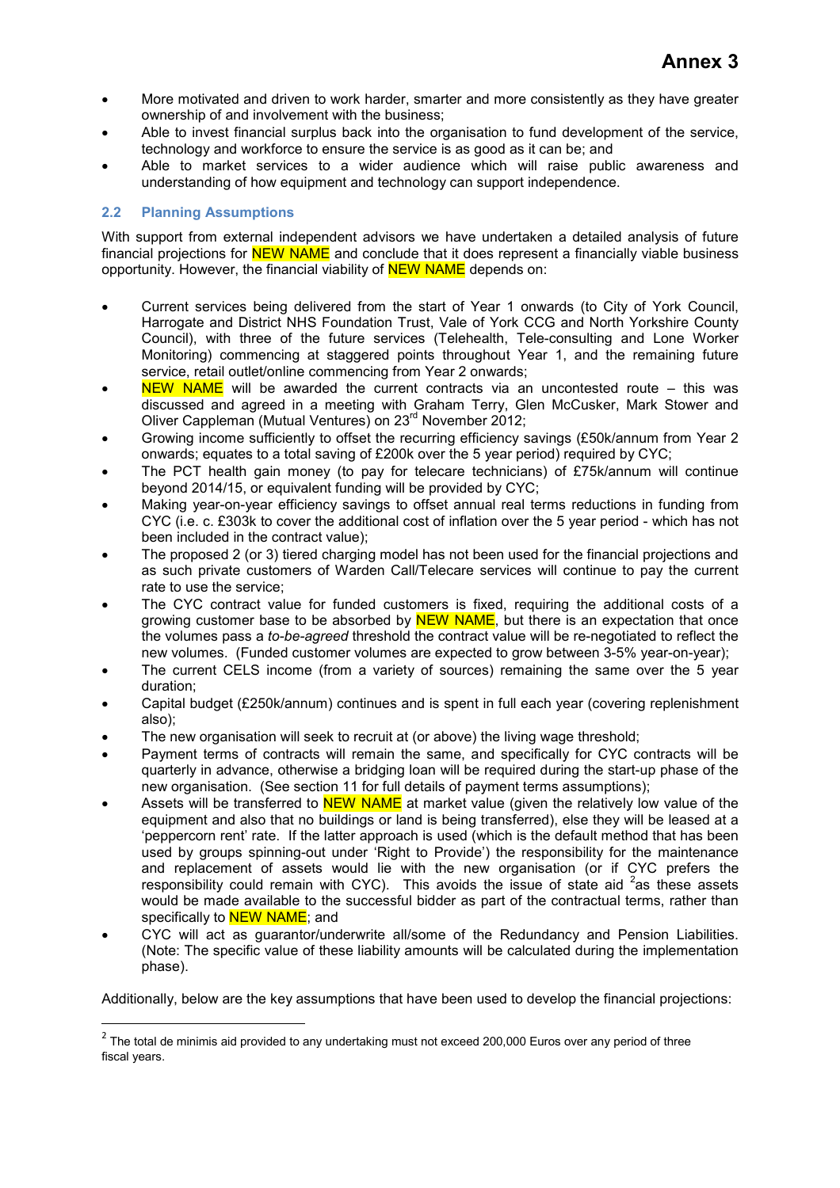- More motivated and driven to work harder, smarter and more consistently as they have greater ownership of and involvement with the business;
- Able to invest financial surplus back into the organisation to fund development of the service, technology and workforce to ensure the service is as good as it can be; and
- Able to market services to a wider audience which will raise public awareness and understanding of how equipment and technology can support independence.

## 2.2 Planning Assumptions

With support from external independent advisors we have undertaken a detailed analysis of future financial projections for NEW NAME and conclude that it does represent a financially viable business opportunity. However, the financial viability of NEW NAME depends on:

- Current services being delivered from the start of Year 1 onwards (to City of York Council, Harrogate and District NHS Foundation Trust, Vale of York CCG and North Yorkshire County Council), with three of the future services (Telehealth, Tele-consulting and Lone Worker Monitoring) commencing at staggered points throughout Year 1, and the remaining future service, retail outlet/online commencing from Year 2 onwards;
- NEW NAME will be awarded the current contracts via an uncontested route – this was discussed and agreed in a meeting with Graham Terry, Glen McCusker, Mark Stower and Oliver Cappleman (Mutual Ventures) on 23rd November 2012;
- Growing income sufficiently to offset the recurring efficiency savings (£50k/annum from Year 2 onwards; equates to a total saving of £200k over the 5 year period) required by CYC;
- The PCT health gain money (to pay for telecare technicians) of £75k/annum will continue beyond 2014/15, or equivalent funding will be provided by CYC;
- Making year-on-year efficiency savings to offset annual real terms reductions in funding from CYC (i.e. c. £303k to cover the additional cost of inflation over the 5 year period - which has not been included in the contract value);
- The proposed 2 (or 3) tiered charging model has not been used for the financial projections and as such private customers of Warden Call/Telecare services will continue to pay the current rate to use the service;
- The CYC contract value for funded customers is fixed, requiring the additional costs of a growing customer base to be absorbed by NEW NAME, but there is an expectation that once the volumes pass a *to-be-agreed* threshold the contract value will be re-negotiated to reflect the new volumes. (Funded customer volumes are expected to grow between 3-5% year-on-year);
- The current CELS income (from a variety of sources) remaining the same over the 5 year duration;
- Capital budget (£250k/annum) continues and is spent in full each year (covering replenishment also);
- The new organisation will seek to recruit at (or above) the living wage threshold;
- Payment terms of contracts will remain the same, and specifically for CYC contracts will be quarterly in advance, otherwise a bridging loan will be required during the start-up phase of the new organisation. (See section 11 for full details of payment terms assumptions);
- Assets will be transferred to NEW NAME at market value (given the relatively low value of the equipment and also that no buildings or land is being transferred), else they will be leased at a 'peppercorn rent' rate. If the latter approach is used (which is the default method that has been used by groups spinning-out under 'Right to Provide') the responsibility for the maintenance and replacement of assets would lie with the new organisation (or if CYC prefers the responsibility could remain with CYC). This avoids the issue of state aid [2] as these assets would be made available to the successful bidder as part of the contractual terms, rather than specifically to NEW NAME; and
- CYC will act as guarantor/underwrite all/some of the Redundancy and Pension Liabilities. (Note: The specific value of these liability amounts will be calculated during the implementation phase).

Additionally, below are the key assumptions that have been used to develop the financial projections:

---

[2] The total de minimis aid provided to any undertaking must not exceed 200,000 Euros over any period of three fiscal years.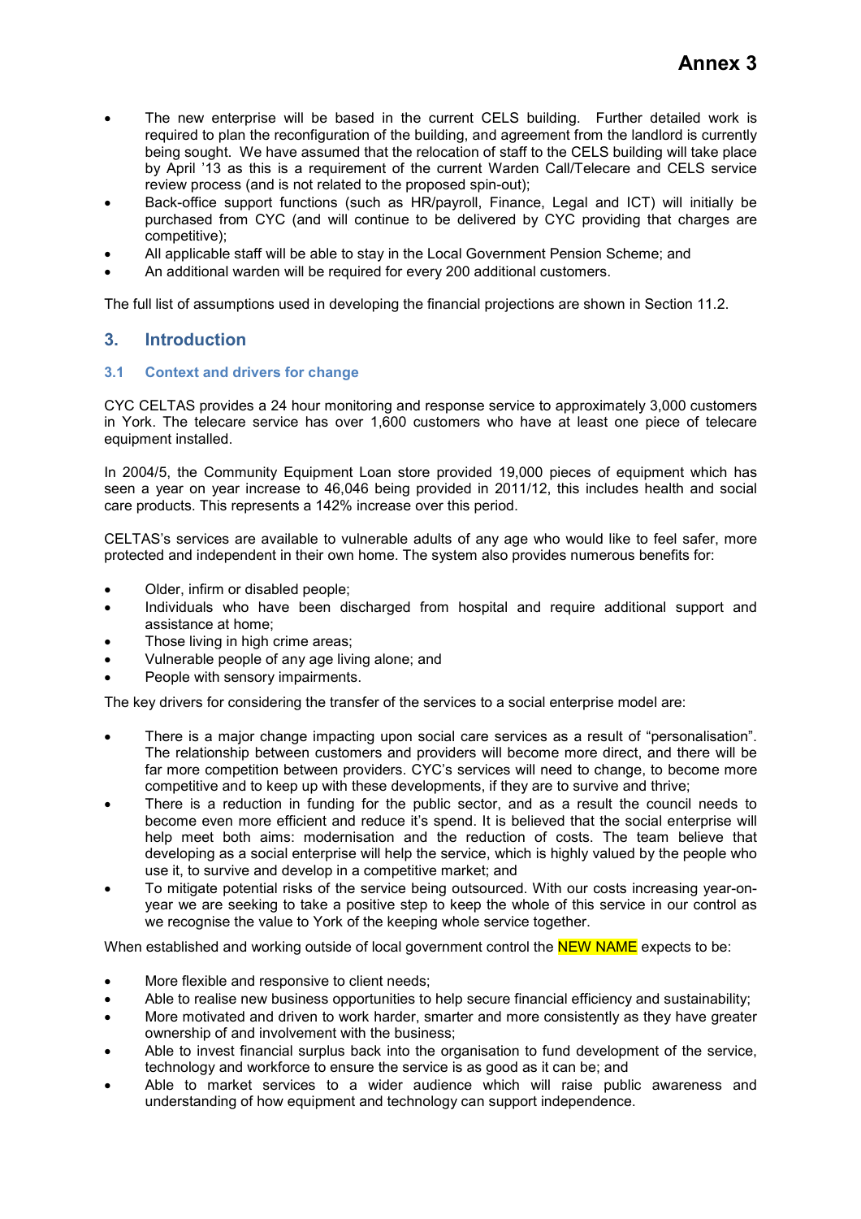- The new enterprise will be based in the current CELS building. Further detailed work is required to plan the reconfiguration of the building, and agreement from the landlord is currently being sought. We have assumed that the relocation of staff to the CELS building will take place by April '13 as this is a requirement of the current Warden Call/Telecare and CELS service review process (and is not related to the proposed spin-out);
- Back-office support functions (such as HR/payroll, Finance, Legal and ICT) will initially be purchased from CYC (and will continue to be delivered by CYC providing that charges are competitive);
- All applicable staff will be able to stay in the Local Government Pension Scheme; and
- An additional warden will be required for every 200 additional customers.

The full list of assumptions used in developing the financial projections are shown in Section 11.2.

## 3. Introduction

### 3.1 Context and drivers for change

CYC CELTAS provides a 24 hour monitoring and response service to approximately 3,000 customers in York. The telecare service has over 1,600 customers who have at least one piece of telecare equipment installed.

In 2004/5, the Community Equipment Loan store provided 19,000 pieces of equipment which has seen a year on year increase to 46,046 being provided in 2011/12, this includes health and social care products. This represents a 142% increase over this period.

CELTAS's services are available to vulnerable adults of any age who would like to feel safer, more protected and independent in their own home. The system also provides numerous benefits for:

- Older, infirm or disabled people;
- Individuals who have been discharged from hospital and require additional support and assistance at home;
- Those living in high crime areas;
- Vulnerable people of any age living alone; and
- People with sensory impairments.

The key drivers for considering the transfer of the services to a social enterprise model are:

- There is a major change impacting upon social care services as a result of "personalisation". The relationship between customers and providers will become more direct, and there will be far more competition between providers. CYC's services will need to change, to become more competitive and to keep up with these developments, if they are to survive and thrive;
- There is a reduction in funding for the public sector, and as a result the council needs to become even more efficient and reduce it's spend. It is believed that the social enterprise will help meet both aims: modernisation and the reduction of costs. The team believe that developing as a social enterprise will help the service, which is highly valued by the people who use it, to survive and develop in a competitive market; and
- To mitigate potential risks of the service being outsourced. With our costs increasing year-on-year we are seeking to take a positive step to keep the whole of this service in our control as we recognise the value to York of the keeping whole service together.

When established and working outside of local government control the NEW NAME expects to be:

- More flexible and responsive to client needs;
- Able to realise new business opportunities to help secure financial efficiency and sustainability;
- More motivated and driven to work harder, smarter and more consistently as they have greater ownership of and involvement with the business;
- Able to invest financial surplus back into the organisation to fund development of the service, technology and workforce to ensure the service is as good as it can be; and
- Able to market services to a wider audience which will raise public awareness and understanding of how equipment and technology can support independence.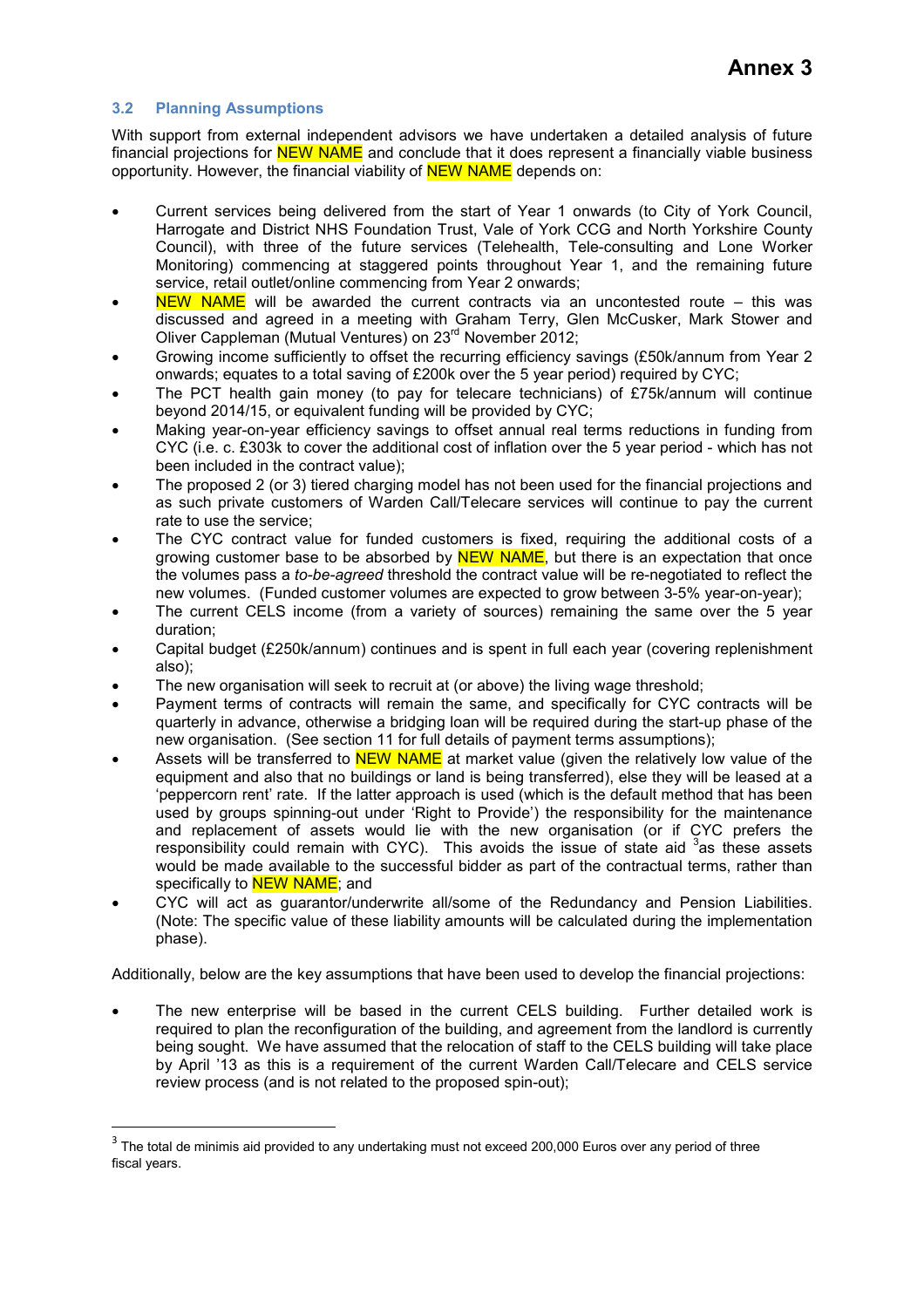### 3.2 Planning Assumptions

With support from external independent advisors we have undertaken a detailed analysis of future financial projections for NEW NAME and conclude that it does represent a financially viable business opportunity. However, the financial viability of NEW NAME depends on:

- Current services being delivered from the start of Year 1 onwards (to City of York Council, Harrogate and District NHS Foundation Trust, Vale of York CCG and North Yorkshire County Council), with three of the future services (Telehealth, Tele-consulting and Lone Worker Monitoring) commencing at staggered points throughout Year 1, and the remaining future service, retail outlet/online commencing from Year 2 onwards;
- NEW NAME will be awarded the current contracts via an uncontested route – this was discussed and agreed in a meeting with Graham Terry, Glen McCusker, Mark Stower and Oliver Cappleman (Mutual Ventures) on 23rd November 2012;
- Growing income sufficiently to offset the recurring efficiency savings (£50k/annum from Year 2 onwards; equates to a total saving of £200k over the 5 year period) required by CYC;
- The PCT health gain money (to pay for telecare technicians) of £75k/annum will continue beyond 2014/15, or equivalent funding will be provided by CYC;
- Making year-on-year efficiency savings to offset annual real terms reductions in funding from CYC (i.e. c. £303k to cover the additional cost of inflation over the 5 year period - which has not been included in the contract value);
- The proposed 2 (or 3) tiered charging model has not been used for the financial projections and as such private customers of Warden Call/Telecare services will continue to pay the current rate to use the service;
- The CYC contract value for funded customers is fixed, requiring the additional costs of a growing customer base to be absorbed by NEW NAME, but there is an expectation that once the volumes pass a *to-be-agreed* threshold the contract value will be re-negotiated to reflect the new volumes. (Funded customer volumes are expected to grow between 3-5% year-on-year);
- The current CELS income (from a variety of sources) remaining the same over the 5 year duration;
- Capital budget (£250k/annum) continues and is spent in full each year (covering replenishment also);
- The new organisation will seek to recruit at (or above) the living wage threshold;
- Payment terms of contracts will remain the same, and specifically for CYC contracts will be quarterly in advance, otherwise a bridging loan will be required during the start-up phase of the new organisation. (See section 11 for full details of payment terms assumptions);
- Assets will be transferred to NEW NAME at market value (given the relatively low value of the equipment and also that no buildings or land is being transferred), else they will be leased at a 'peppercorn rent' rate. If the latter approach is used (which is the default method that has been used by groups spinning-out under 'Right to Provide') the responsibility for the maintenance and replacement of assets would lie with the new organisation (or if CYC prefers the responsibility could remain with CYC). This avoids the issue of state aid [3] as these assets would be made available to the successful bidder as part of the contractual terms, rather than specifically to NEW NAME; and
- CYC will act as guarantor/underwrite all/some of the Redundancy and Pension Liabilities. (Note: The specific value of these liability amounts will be calculated during the implementation phase).

Additionally, below are the key assumptions that have been used to develop the financial projections:

- The new enterprise will be based in the current CELS building. Further detailed work is required to plan the reconfiguration of the building, and agreement from the landlord is currently being sought. We have assumed that the relocation of staff to the CELS building will take place by April '13 as this is a requirement of the current Warden Call/Telecare and CELS service review process (and is not related to the proposed spin-out);

---

[3] The total de minimis aid provided to any undertaking must not exceed 200,000 Euros over any period of three fiscal years.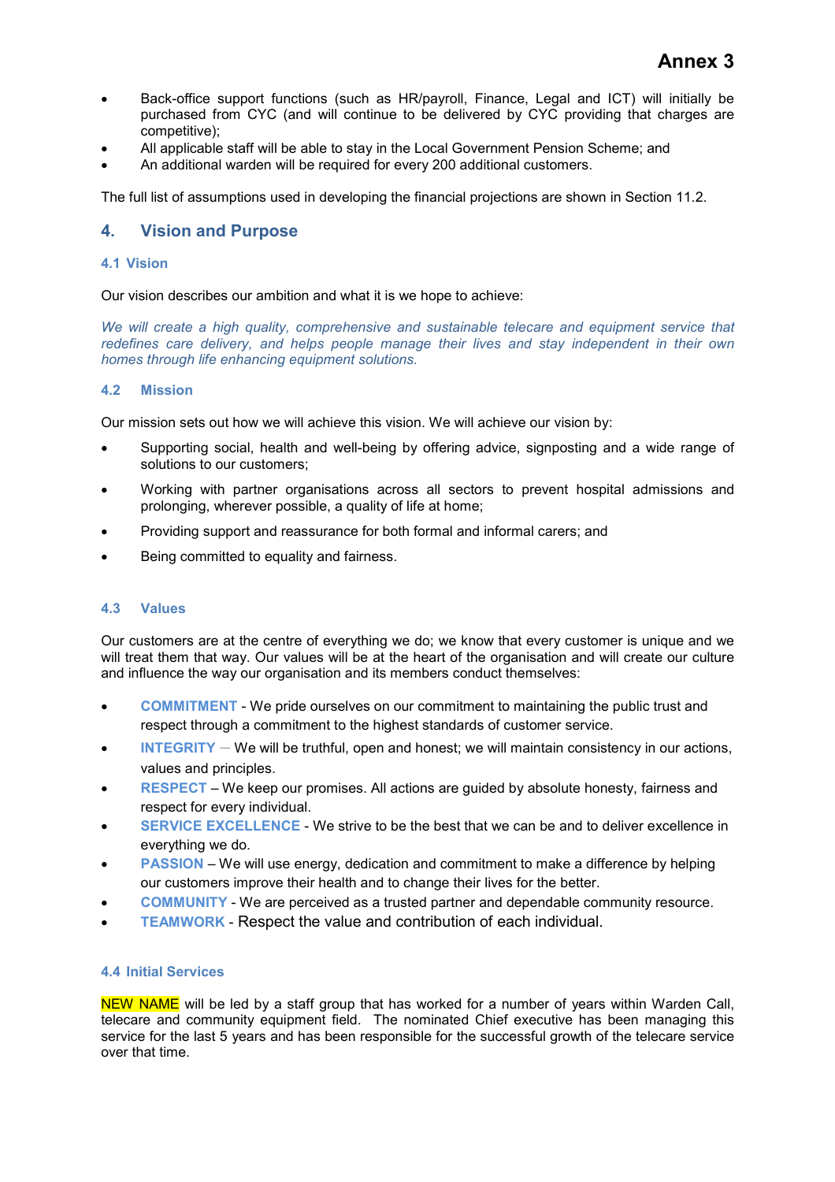- Back-office support functions (such as HR/payroll, Finance, Legal and ICT) will initially be purchased from CYC (and will continue to be delivered by CYC providing that charges are competitive);
- All applicable staff will be able to stay in the Local Government Pension Scheme; and
- An additional warden will be required for every 200 additional customers.

The full list of assumptions used in developing the financial projections are shown in Section 11.2.

## 4. Vision and Purpose

### 4.1 Vision

Our vision describes our ambition and what it is we hope to achieve:

*We will create a high quality, comprehensive and sustainable telecare and equipment service that redefines care delivery, and helps people manage their lives and stay independent in their own homes through life enhancing equipment solutions.*

### 4.2 Mission

Our mission sets out how we will achieve this vision. We will achieve our vision by:

- Supporting social, health and well-being by offering advice, signposting and a wide range of solutions to our customers;
- Working with partner organisations across all sectors to prevent hospital admissions and prolonging, wherever possible, a quality of life at home;
- Providing support and reassurance for both formal and informal carers; and
- Being committed to equality and fairness.

### 4.3 Values

Our customers are at the centre of everything we do; we know that every customer is unique and we will treat them that way. Our values will be at the heart of the organisation and will create our culture and influence the way our organisation and its members conduct themselves:

- COMMITMENT - We pride ourselves on our commitment to maintaining the public trust and respect through a commitment to the highest standards of customer service.
- INTEGRITY – We will be truthful, open and honest; we will maintain consistency in our actions, values and principles.
- RESPECT – We keep our promises. All actions are guided by absolute honesty, fairness and respect for every individual.
- SERVICE EXCELLENCE - We strive to be the best that we can be and to deliver excellence in everything we do.
- PASSION – We will use energy, dedication and commitment to make a difference by helping our customers improve their health and to change their lives for the better.
- COMMUNITY - We are perceived as a trusted partner and dependable community resource.
- TEAMWORK - Respect the value and contribution of each individual.

### 4.4 Initial Services

NEW NAME will be led by a staff group that has worked for a number of years within Warden Call, telecare and community equipment field. The nominated Chief executive has been managing this service for the last 5 years and has been responsible for the successful growth of the telecare service over that time.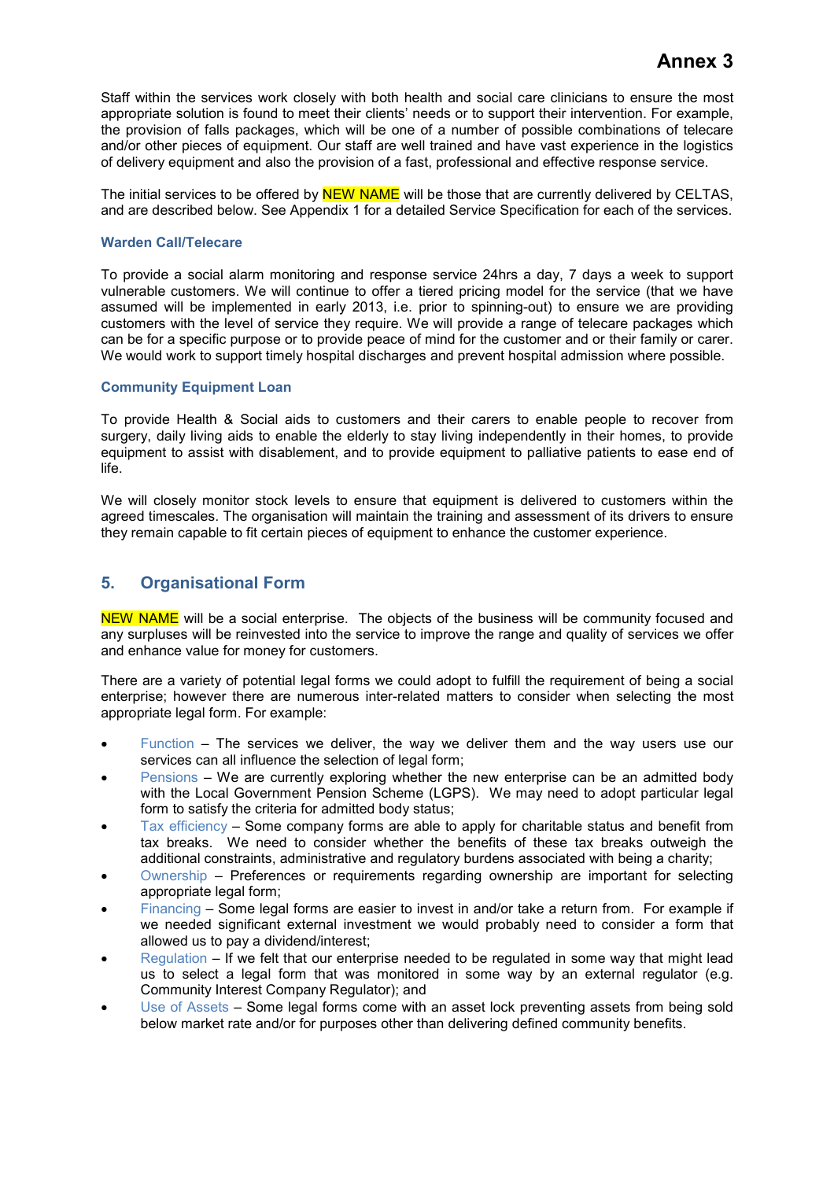Staff within the services work closely with both health and social care clinicians to ensure the most appropriate solution is found to meet their clients' needs or to support their intervention. For example, the provision of falls packages, which will be one of a number of possible combinations of telecare and/or other pieces of equipment. Our staff are well trained and have vast experience in the logistics of delivery equipment and also the provision of a fast, professional and effective response service.

The initial services to be offered by NEW NAME will be those that are currently delivered by CELTAS, and are described below. See Appendix 1 for a detailed Service Specification for each of the services.

### Warden Call/Telecare

To provide a social alarm monitoring and response service 24hrs a day, 7 days a week to support vulnerable customers. We will continue to offer a tiered pricing model for the service (that we have assumed will be implemented in early 2013, i.e. prior to spinning-out) to ensure we are providing customers with the level of service they require. We will provide a range of telecare packages which can be for a specific purpose or to provide peace of mind for the customer and or their family or carer. We would work to support timely hospital discharges and prevent hospital admission where possible.

### Community Equipment Loan

To provide Health & Social aids to customers and their carers to enable people to recover from surgery, daily living aids to enable the elderly to stay living independently in their homes, to provide equipment to assist with disablement, and to provide equipment to palliative patients to ease end of life.

We will closely monitor stock levels to ensure that equipment is delivered to customers within the agreed timescales. The organisation will maintain the training and assessment of its drivers to ensure they remain capable to fit certain pieces of equipment to enhance the customer experience.

## 5. Organisational Form

NEW NAME will be a social enterprise. The objects of the business will be community focused and any surpluses will be reinvested into the service to improve the range and quality of services we offer and enhance value for money for customers.

There are a variety of potential legal forms we could adopt to fulfill the requirement of being a social enterprise; however there are numerous inter-related matters to consider when selecting the most appropriate legal form. For example:

- Function – The services we deliver, the way we deliver them and the way users use our services can all influence the selection of legal form;
- Pensions – We are currently exploring whether the new enterprise can be an admitted body with the Local Government Pension Scheme (LGPS). We may need to adopt particular legal form to satisfy the criteria for admitted body status;
- Tax efficiency – Some company forms are able to apply for charitable status and benefit from tax breaks. We need to consider whether the benefits of these tax breaks outweigh the additional constraints, administrative and regulatory burdens associated with being a charity;
- Ownership – Preferences or requirements regarding ownership are important for selecting appropriate legal form;
- Financing – Some legal forms are easier to invest in and/or take a return from. For example if we needed significant external investment we would probably need to consider a form that allowed us to pay a dividend/interest;
- Regulation – If we felt that our enterprise needed to be regulated in some way that might lead us to select a legal form that was monitored in some way by an external regulator (e.g. Community Interest Company Regulator); and
- Use of Assets – Some legal forms come with an asset lock preventing assets from being sold below market rate and/or for purposes other than delivering defined community benefits.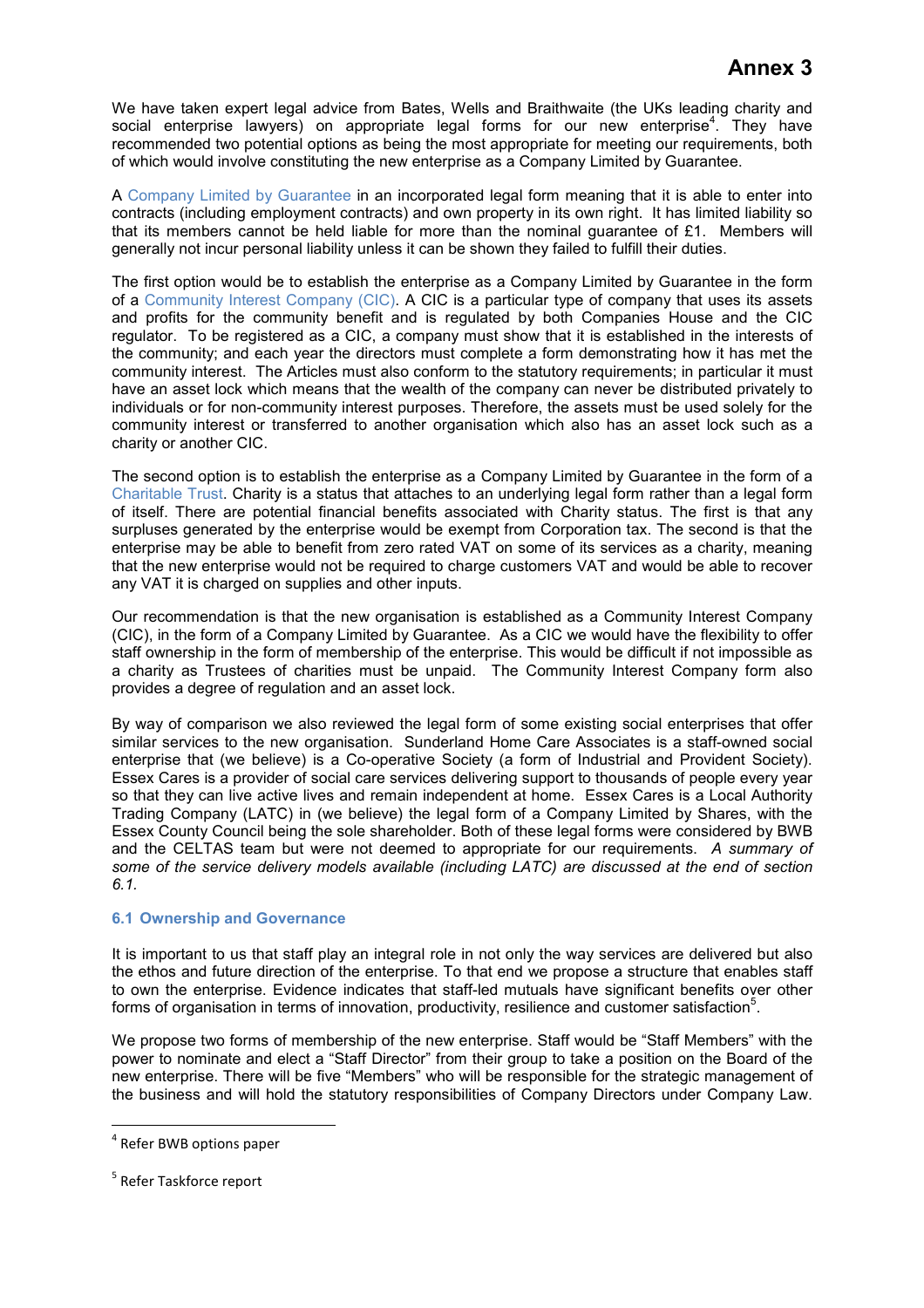# Annex 3

We have taken expert legal advice from Bates, Wells and Braithwaite (the UKs leading charity and social enterprise lawyers) on appropriate legal forms for our new enterprise[4]. They have recommended two potential options as being the most appropriate for meeting our requirements, both of which would involve constituting the new enterprise as a Company Limited by Guarantee.

A Company Limited by Guarantee in an incorporated legal form meaning that it is able to enter into contracts (including employment contracts) and own property in its own right. It has limited liability so that its members cannot be held liable for more than the nominal guarantee of £1. Members will generally not incur personal liability unless it can be shown they failed to fulfill their duties.

The first option would be to establish the enterprise as a Company Limited by Guarantee in the form of a Community Interest Company (CIC). A CIC is a particular type of company that uses its assets and profits for the community benefit and is regulated by both Companies House and the CIC regulator. To be registered as a CIC, a company must show that it is established in the interests of the community; and each year the directors must complete a form demonstrating how it has met the community interest. The Articles must also conform to the statutory requirements; in particular it must have an asset lock which means that the wealth of the company can never be distributed privately to individuals or for non-community interest purposes. Therefore, the assets must be used solely for the community interest or transferred to another organisation which also has an asset lock such as a charity or another CIC.

The second option is to establish the enterprise as a Company Limited by Guarantee in the form of a Charitable Trust. Charity is a status that attaches to an underlying legal form rather than a legal form of itself. There are potential financial benefits associated with Charity status. The first is that any surpluses generated by the enterprise would be exempt from Corporation tax. The second is that the enterprise may be able to benefit from zero rated VAT on some of its services as a charity, meaning that the new enterprise would not be required to charge customers VAT and would be able to recover any VAT it is charged on supplies and other inputs.

Our recommendation is that the new organisation is established as a Community Interest Company (CIC), in the form of a Company Limited by Guarantee. As a CIC we would have the flexibility to offer staff ownership in the form of membership of the enterprise. This would be difficult if not impossible as a charity as Trustees of charities must be unpaid. The Community Interest Company form also provides a degree of regulation and an asset lock.

By way of comparison we also reviewed the legal form of some existing social enterprises that offer similar services to the new organisation. Sunderland Home Care Associates is a staff-owned social enterprise that (we believe) is a Co-operative Society (a form of Industrial and Provident Society). Essex Cares is a provider of social care services delivering support to thousands of people every year so that they can live active lives and remain independent at home. Essex Cares is a Local Authority Trading Company (LATC) in (we believe) the legal form of a Company Limited by Shares, with the Essex County Council being the sole shareholder. Both of these legal forms were considered by BWB and the CELTAS team but were not deemed to appropriate for our requirements. *A summary of some of the service delivery models available (including LATC) are discussed at the end of section 6.1.*

### 6.1 Ownership and Governance

It is important to us that staff play an integral role in not only the way services are delivered but also the ethos and future direction of the enterprise. To that end we propose a structure that enables staff to own the enterprise. Evidence indicates that staff-led mutuals have significant benefits over other forms of organisation in terms of innovation, productivity, resilience and customer satisfaction[5].

We propose two forms of membership of the new enterprise. Staff would be "Staff Members" with the power to nominate and elect a "Staff Director" from their group to take a position on the Board of the new enterprise. There will be five "Members" who will be responsible for the strategic management of the business and will hold the statutory responsibilities of Company Directors under Company Law.

---

[4] Refer BWB options paper

[5] Refer Taskforce report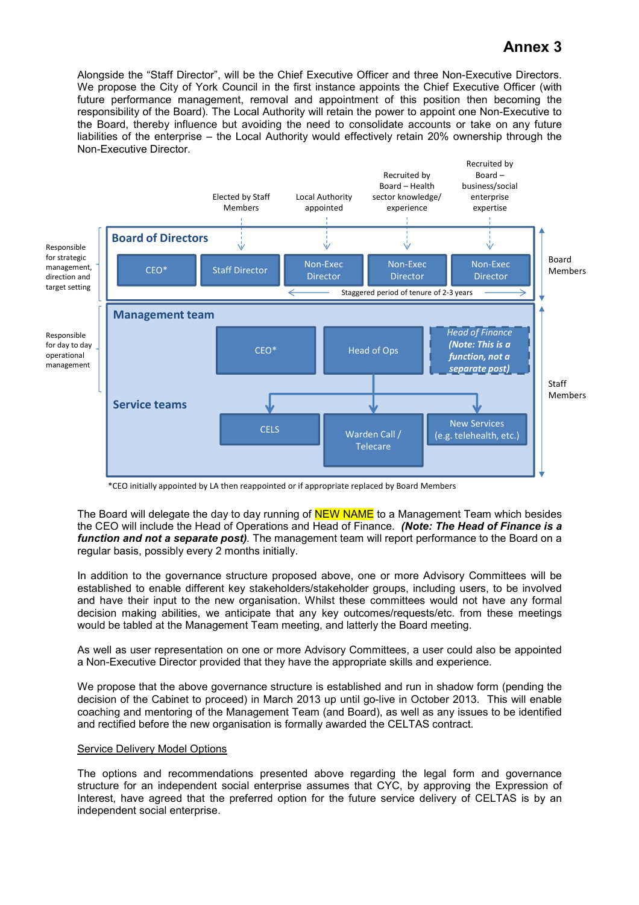# Annex 3

Alongside the "Staff Director", will be the Chief Executive Officer and three Non-Executive Directors. We propose the City of York Council in the first instance appoints the Chief Executive Officer (with future performance management, removal and appointment of this position then becoming the responsibility of the Board). The Local Authority will retain the power to appoint one Non-Executive to the Board, thereby influence but avoiding the need to consolidate accounts or take on any future liabilities of the enterprise – the Local Authority would effectively retain 20% ownership through the Non-Executive Director.

Responsible for strategic management, direction and target setting

**Board of Directors** (Board Members)

- CEO*
- Staff Director — Elected by Staff Members
- Non-Exec Director — Local Authority appointed
- Non-Exec Director — Recruited by Board – Health sector knowledge/ experience
- Non-Exec Director — Recruited by Board – business/social enterprise expertise

Staggered period of tenure of 2-3 years

Responsible for day to day operational management

**Management team** (Staff Members)

- CEO*
- Head of Ops
- *Head of Finance* ***(Note: This is a function, not a separate post)***

**Service teams**

- CELS
- Warden Call / Telecare
- New Services (e.g. telehealth, etc.)

*CEO initially appointed by LA then reappointed or if appropriate replaced by Board Members

The Board will delegate the day to day running of NEW NAME to a Management Team which besides the CEO will include the Head of Operations and Head of Finance. ***(Note: The Head of Finance is a function and not a separate post)***. The management team will report performance to the Board on a regular basis, possibly every 2 months initially.

In addition to the governance structure proposed above, one or more Advisory Committees will be established to enable different key stakeholders/stakeholder groups, including users, to be involved and have their input to the new organisation. Whilst these committees would not have any formal decision making abilities, we anticipate that any key outcomes/requests/etc. from these meetings would be tabled at the Management Team meeting, and latterly the Board meeting.

As well as user representation on one or more Advisory Committees, a user could also be appointed a Non-Executive Director provided that they have the appropriate skills and experience.

We propose that the above governance structure is established and run in shadow form (pending the decision of the Cabinet to proceed) in March 2013 up until go-live in October 2013. This will enable coaching and mentoring of the Management Team (and Board), as well as any issues to be identified and rectified before the new organisation is formally awarded the CELTAS contract.

<u>Service Delivery Model Options</u>

The options and recommendations presented above regarding the legal form and governance structure for an independent social enterprise assumes that CYC, by approving the Expression of Interest, have agreed that the preferred option for the future service delivery of CELTAS is by an independent social enterprise.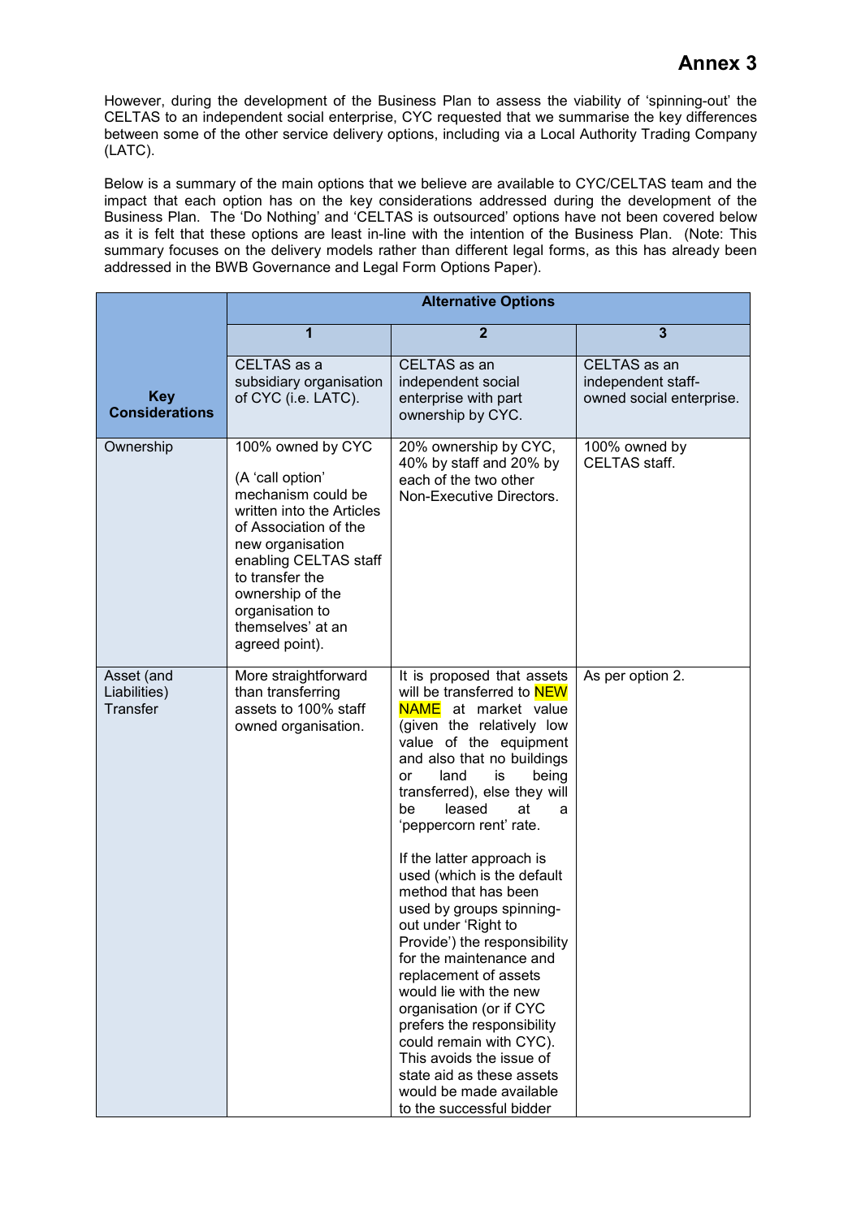# Annex 3

However, during the development of the Business Plan to assess the viability of 'spinning-out' the CELTAS to an independent social enterprise, CYC requested that we summarise the key differences between some of the other service delivery options, including via a Local Authority Trading Company (LATC).

Below is a summary of the main options that we believe are available to CYC/CELTAS team and the impact that each option has on the key considerations addressed during the development of the Business Plan. The 'Do Nothing' and 'CELTAS is outsourced' options have not been covered below as it is felt that these options are least in-line with the intention of the Business Plan. (Note: This summary focuses on the delivery models rather than different legal forms, as this has already been addressed in the BWB Governance and Legal Form Options Paper).

| **Key Considerations** | **Alternative Options** | | |
|---|---|---|---|
| | **1** | **2** | **3** |
| | CELTAS as a subsidiary organisation of CYC (i.e. LATC). | CELTAS as an independent social enterprise with part ownership by CYC. | CELTAS as an independent staff-owned social enterprise. |
| Ownership | 100% owned by CYC<br><br>(A 'call option' mechanism could be written into the Articles of Association of the new organisation enabling CELTAS staff to transfer the ownership of the organisation to themselves' at an agreed point). | 20% ownership by CYC, 40% by staff and 20% by each of the two other Non-Executive Directors. | 100% owned by CELTAS staff. |
| Asset (and Liabilities) Transfer | More straightforward than transferring assets to 100% staff owned organisation. | It is proposed that assets will be transferred to NEW NAME at market value (given the relatively low value of the equipment and also that no buildings or land is being transferred), else they will be leased at a 'peppercorn rent' rate.<br><br>If the latter approach is used (which is the default method that has been used by groups spinning-out under 'Right to Provide') the responsibility for the maintenance and replacement of assets would lie with the new organisation (or if CYC prefers the responsibility could remain with CYC). This avoids the issue of state aid as these assets would be made available to the successful bidder | As per option 2. |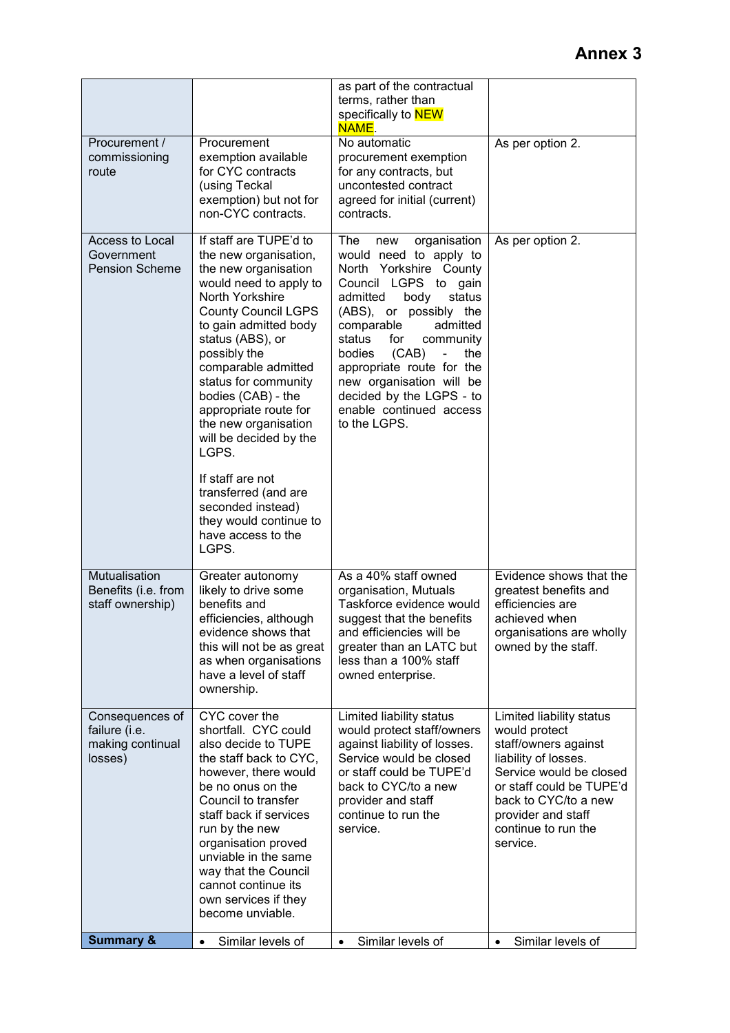# Annex 3

| | | | |
|---|---|---|---|
| | | as part of the contractual terms, rather than specifically to NEW NAME. | |
| Procurement / commissioning route | Procurement exemption available for CYC contracts (using Teckal exemption) but not for non-CYC contracts. | No automatic procurement exemption for any contracts, but uncontested contract agreed for initial (current) contracts. | As per option 2. |
| Access to Local Government Pension Scheme | If staff are TUPE'd to the new organisation, the new organisation would need to apply to North Yorkshire County Council LGPS to gain admitted body status (ABS), or possibly the comparable admitted status for community bodies (CAB) - the appropriate route for the new organisation will be decided by the LGPS.<br><br>If staff are not transferred (and are seconded instead) they would continue to have access to the LGPS. | The new organisation would need to apply to North Yorkshire County Council LGPS to gain admitted body status (ABS), or possibly the comparable admitted status for community bodies (CAB) - the appropriate route for the new organisation will be decided by the LGPS - to enable continued access to the LGPS. | As per option 2. |
| Mutualisation Benefits (i.e. from staff ownership) | Greater autonomy likely to drive some benefits and efficiencies, although evidence shows that this will not be as great as when organisations have a level of staff ownership. | As a 40% staff owned organisation, Mutuals Taskforce evidence would suggest that the benefits and efficiencies will be greater than an LATC but less than a 100% staff owned enterprise. | Evidence shows that the greatest benefits and efficiencies are achieved when organisations are wholly owned by the staff. |
| Consequences of failure (i.e. making continual losses) | CYC cover the shortfall. CYC could also decide to TUPE the staff back to CYC, however, there would be no onus on the Council to transfer staff back if services run by the new organisation proved unviable in the same way that the Council cannot continue its own services if they become unviable. | Limited liability status would protect staff/owners against liability of losses. Service would be closed or staff could be TUPE'd back to CYC/to a new provider and staff continue to run the service. | Limited liability status would protect staff/owners against liability of losses. Service would be closed or staff could be TUPE'd back to CYC/to a new provider and staff continue to run the service. |
| **Summary &** | • Similar levels of | • Similar levels of | • Similar levels of |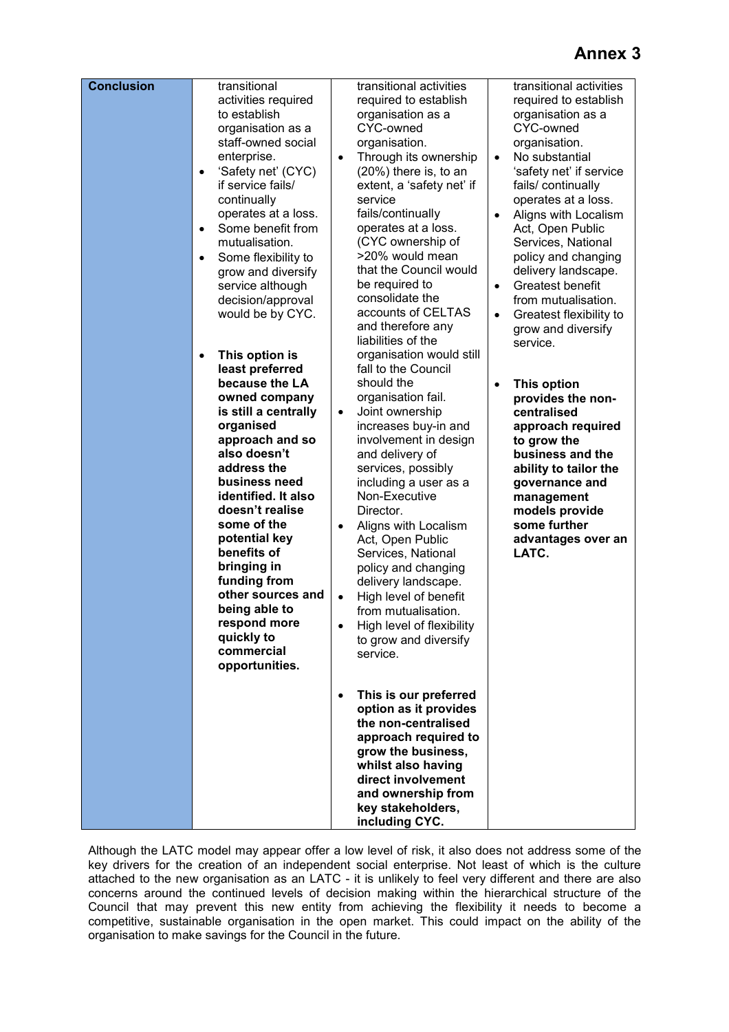# Annex 3

| Conclusion | transitional activities required to establish organisation as a staff-owned social enterprise.<br>• 'Safety net' (CYC) if service fails/ continually operates at a loss.<br>• Some benefit from mutualisation.<br>• Some flexibility to grow and diversify service although decision/approval would be by CYC.<br><br>• **This option is least preferred because the LA owned company is still a centrally organised approach and so also doesn't address the business need identified. It also doesn't realise some of the potential key benefits of bringing in funding from other sources and being able to respond more quickly to commercial opportunities.** | transitional activities required to establish organisation as a CYC-owned organisation.<br>• Through its ownership (20%) there is, to an extent, a 'safety net' if service fails/continually operates at a loss. (CYC ownership of >20% would mean that the Council would be required to consolidate the accounts of CELTAS and therefore any liabilities of the organisation would still fall to the Council should the organisation fail.<br>• Joint ownership increases buy-in and involvement in design and delivery of services, possibly including a user as a Non-Executive Director.<br>• Aligns with Localism Act, Open Public Services, National policy and changing delivery landscape.<br>• High level of benefit from mutualisation.<br>• High level of flexibility to grow and diversify service.<br><br>• **This is our preferred option as it provides the non-centralised approach required to grow the business, whilst also having direct involvement and ownership from key stakeholders, including CYC.** | transitional activities required to establish organisation as a CYC-owned organisation.<br>• No substantial 'safety net' if service fails/ continually operates at a loss.<br>• Aligns with Localism Act, Open Public Services, National policy and changing delivery landscape.<br>• Greatest benefit from mutualisation.<br>• Greatest flexibility to grow and diversify service.<br><br>• **This option provides the non-centralised approach required to grow the business and the ability to tailor the governance and management models provide some further advantages over an LATC.** |
|---|---|---|---|

Although the LATC model may appear offer a low level of risk, it also does not address some of the key drivers for the creation of an independent social enterprise. Not least of which is the culture attached to the new organisation as an LATC - it is unlikely to feel very different and there are also concerns around the continued levels of decision making within the hierarchical structure of the Council that may prevent this new entity from achieving the flexibility it needs to become a competitive, sustainable organisation in the open market. This could impact on the ability of the organisation to make savings for the Council in the future.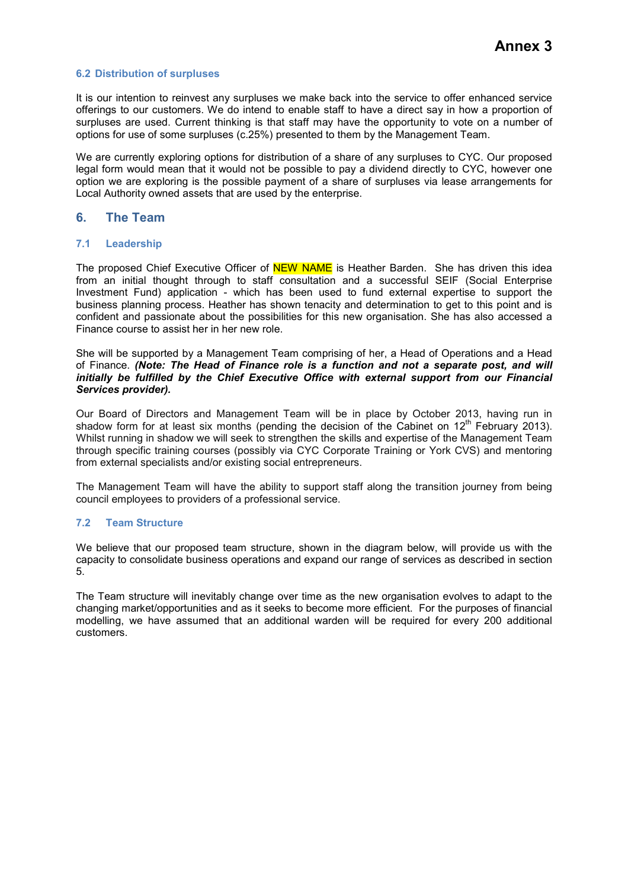### 6.2 Distribution of surpluses

It is our intention to reinvest any surpluses we make back into the service to offer enhanced service offerings to our customers. We do intend to enable staff to have a direct say in how a proportion of surpluses are used. Current thinking is that staff may have the opportunity to vote on a number of options for use of some surpluses (c.25%) presented to them by the Management Team.

We are currently exploring options for distribution of a share of any surpluses to CYC. Our proposed legal form would mean that it would not be possible to pay a dividend directly to CYC, however one option we are exploring is the possible payment of a share of surpluses via lease arrangements for Local Authority owned assets that are used by the enterprise.

## 6. The Team

### 7.1 Leadership

The proposed Chief Executive Officer of NEW NAME is Heather Barden. She has driven this idea from an initial thought through to staff consultation and a successful SEIF (Social Enterprise Investment Fund) application - which has been used to fund external expertise to support the business planning process. Heather has shown tenacity and determination to get to this point and is confident and passionate about the possibilities for this new organisation. She has also accessed a Finance course to assist her in her new role.

She will be supported by a Management Team comprising of her, a Head of Operations and a Head of Finance. ***(Note: The Head of Finance role is a function and not a separate post, and will initially be fulfilled by the Chief Executive Office with external support from our Financial Services provider).***

Our Board of Directors and Management Team will be in place by October 2013, having run in shadow form for at least six months (pending the decision of the Cabinet on 12th February 2013). Whilst running in shadow we will seek to strengthen the skills and expertise of the Management Team through specific training courses (possibly via CYC Corporate Training or York CVS) and mentoring from external specialists and/or existing social entrepreneurs.

The Management Team will have the ability to support staff along the transition journey from being council employees to providers of a professional service.

### 7.2 Team Structure

We believe that our proposed team structure, shown in the diagram below, will provide us with the capacity to consolidate business operations and expand our range of services as described in section 5.

The Team structure will inevitably change over time as the new organisation evolves to adapt to the changing market/opportunities and as it seeks to become more efficient. For the purposes of financial modelling, we have assumed that an additional warden will be required for every 200 additional customers.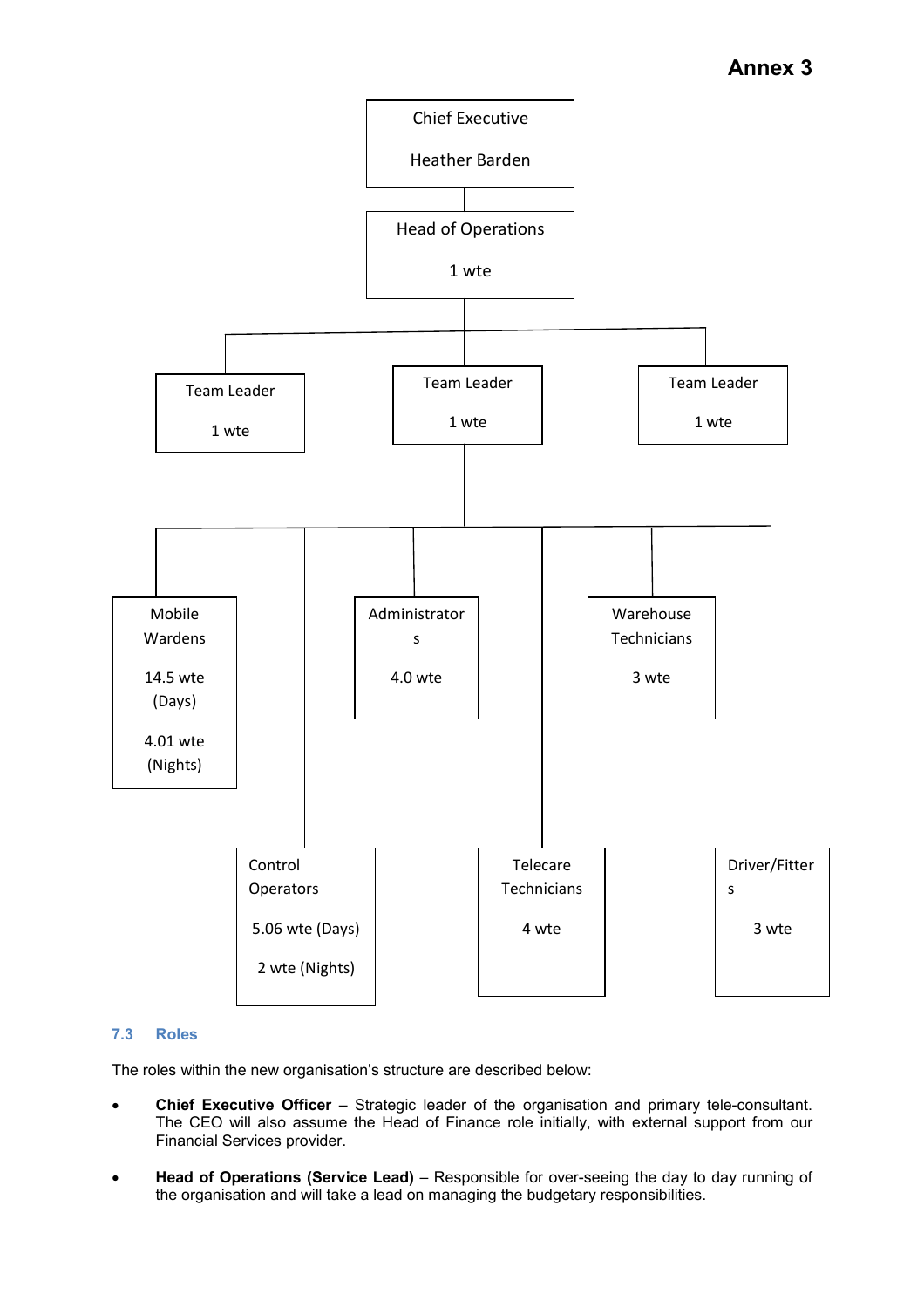# Annex 3

Chief Executive

Heather Barden

Head of Operations

1 wte

Team Leader

1 wte

Team Leader

1 wte

Team Leader

1 wte

Mobile Wardens

14.5 wte (Days)

4.01 wte (Nights)

Administrators

4.0 wte

Warehouse Technicians

3 wte

Control Operators

5.06 wte (Days)

2 wte (Nights)

Telecare Technicians

4 wte

Driver/Fitters

3 wte

### 7.3 Roles

The roles within the new organisation's structure are described below:

- **Chief Executive Officer** – Strategic leader of the organisation and primary tele-consultant. The CEO will also assume the Head of Finance role initially, with external support from our Financial Services provider.
- **Head of Operations (Service Lead)** – Responsible for over-seeing the day to day running of the organisation and will take a lead on managing the budgetary responsibilities.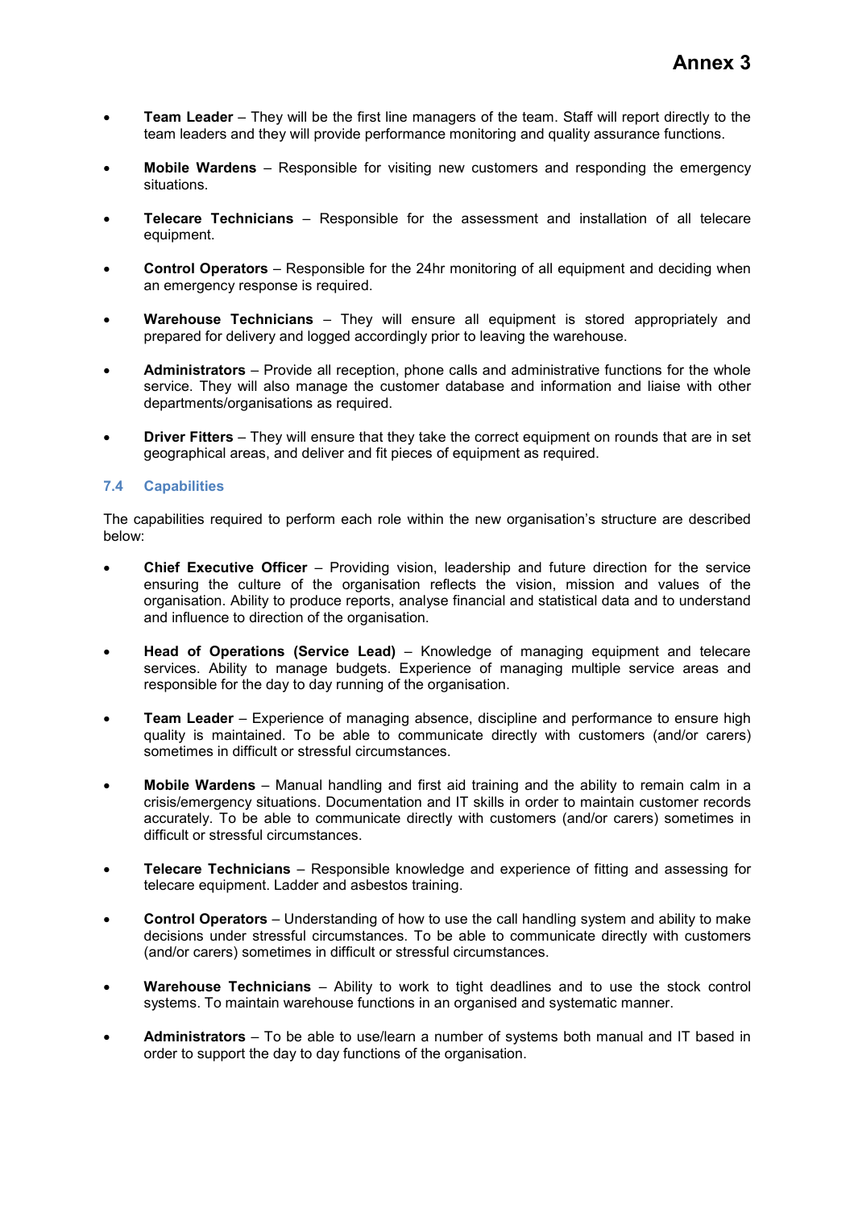- **Team Leader** – They will be the first line managers of the team. Staff will report directly to the team leaders and they will provide performance monitoring and quality assurance functions.

- **Mobile Wardens** – Responsible for visiting new customers and responding the emergency situations.

- **Telecare Technicians** – Responsible for the assessment and installation of all telecare equipment.

- **Control Operators** – Responsible for the 24hr monitoring of all equipment and deciding when an emergency response is required.

- **Warehouse Technicians** – They will ensure all equipment is stored appropriately and prepared for delivery and logged accordingly prior to leaving the warehouse.

- **Administrators** – Provide all reception, phone calls and administrative functions for the whole service. They will also manage the customer database and information and liaise with other departments/organisations as required.

- **Driver Fitters** – They will ensure that they take the correct equipment on rounds that are in set geographical areas, and deliver and fit pieces of equipment as required.

### 7.4 Capabilities

The capabilities required to perform each role within the new organisation's structure are described below:

- **Chief Executive Officer** – Providing vision, leadership and future direction for the service ensuring the culture of the organisation reflects the vision, mission and values of the organisation. Ability to produce reports, analyse financial and statistical data and to understand and influence to direction of the organisation.

- **Head of Operations (Service Lead)** – Knowledge of managing equipment and telecare services. Ability to manage budgets. Experience of managing multiple service areas and responsible for the day to day running of the organisation.

- **Team Leader** – Experience of managing absence, discipline and performance to ensure high quality is maintained. To be able to communicate directly with customers (and/or carers) sometimes in difficult or stressful circumstances.

- **Mobile Wardens** – Manual handling and first aid training and the ability to remain calm in a crisis/emergency situations. Documentation and IT skills in order to maintain customer records accurately. To be able to communicate directly with customers (and/or carers) sometimes in difficult or stressful circumstances.

- **Telecare Technicians** – Responsible knowledge and experience of fitting and assessing for telecare equipment. Ladder and asbestos training.

- **Control Operators** – Understanding of how to use the call handling system and ability to make decisions under stressful circumstances. To be able to communicate directly with customers (and/or carers) sometimes in difficult or stressful circumstances.

- **Warehouse Technicians** – Ability to work to tight deadlines and to use the stock control systems. To maintain warehouse functions in an organised and systematic manner.

- **Administrators** – To be able to use/learn a number of systems both manual and IT based in order to support the day to day functions of the organisation.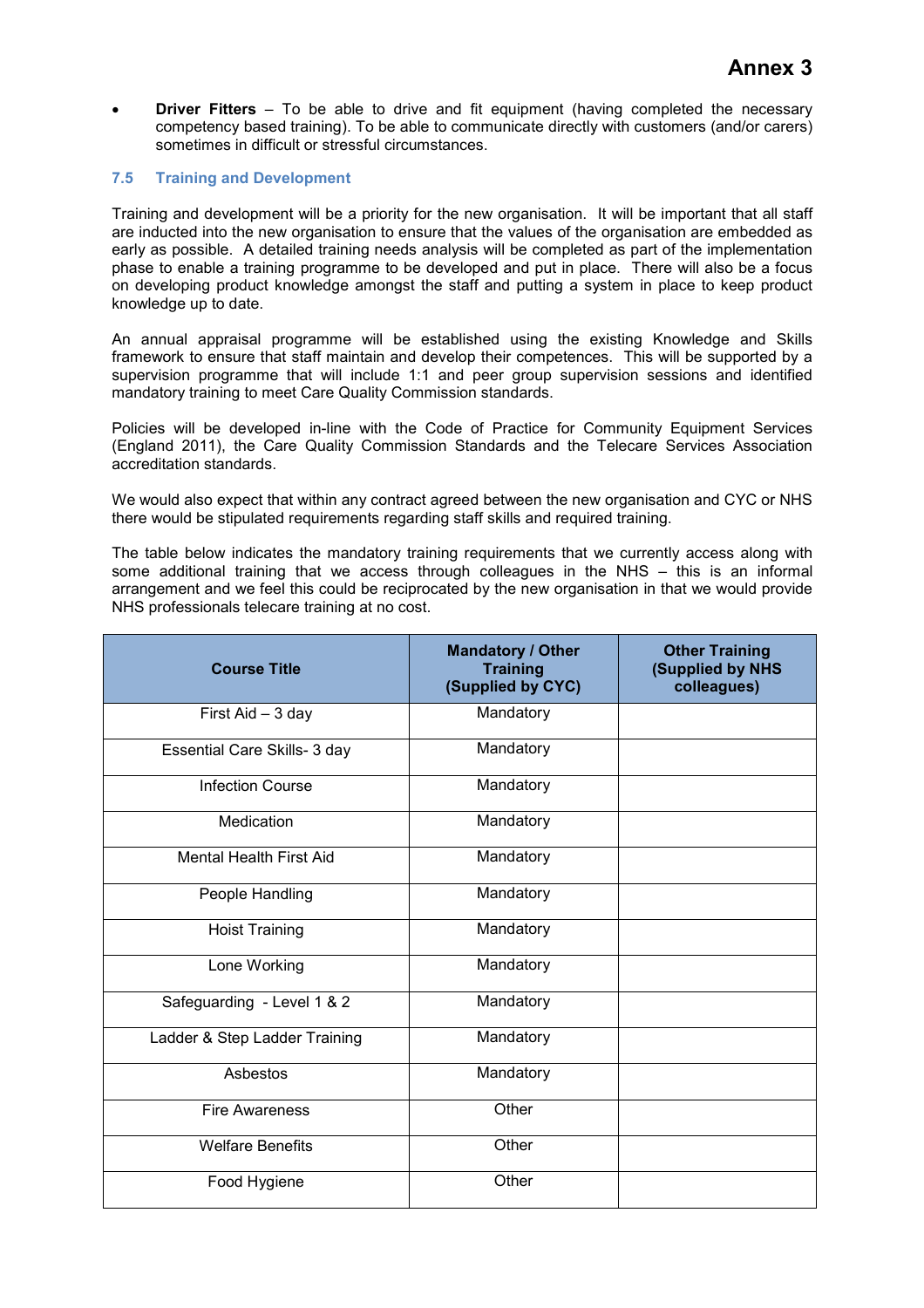- **Driver Fitters** – To be able to drive and fit equipment (having completed the necessary competency based training). To be able to communicate directly with customers (and/or carers) sometimes in difficult or stressful circumstances.

### 7.5 Training and Development

Training and development will be a priority for the new organisation. It will be important that all staff are inducted into the new organisation to ensure that the values of the organisation are embedded as early as possible. A detailed training needs analysis will be completed as part of the implementation phase to enable a training programme to be developed and put in place. There will also be a focus on developing product knowledge amongst the staff and putting a system in place to keep product knowledge up to date.

An annual appraisal programme will be established using the existing Knowledge and Skills framework to ensure that staff maintain and develop their competences. This will be supported by a supervision programme that will include 1:1 and peer group supervision sessions and identified mandatory training to meet Care Quality Commission standards.

Policies will be developed in-line with the Code of Practice for Community Equipment Services (England 2011), the Care Quality Commission Standards and the Telecare Services Association accreditation standards.

We would also expect that within any contract agreed between the new organisation and CYC or NHS there would be stipulated requirements regarding staff skills and required training.

The table below indicates the mandatory training requirements that we currently access along with some additional training that we access through colleagues in the NHS – this is an informal arrangement and we feel this could be reciprocated by the new organisation in that we would provide NHS professionals telecare training at no cost.

| Course Title | Mandatory / Other Training (Supplied by CYC) | Other Training (Supplied by NHS colleagues) |
|---|---|---|
| First Aid – 3 day | Mandatory | |
| Essential Care Skills- 3 day | Mandatory | |
| Infection Course | Mandatory | |
| Medication | Mandatory | |
| Mental Health First Aid | Mandatory | |
| People Handling | Mandatory | |
| Hoist Training | Mandatory | |
| Lone Working | Mandatory | |
| Safeguarding - Level 1 & 2 | Mandatory | |
| Ladder & Step Ladder Training | Mandatory | |
| Asbestos | Mandatory | |
| Fire Awareness | Other | |
| Welfare Benefits | Other | |
| Food Hygiene | Other | |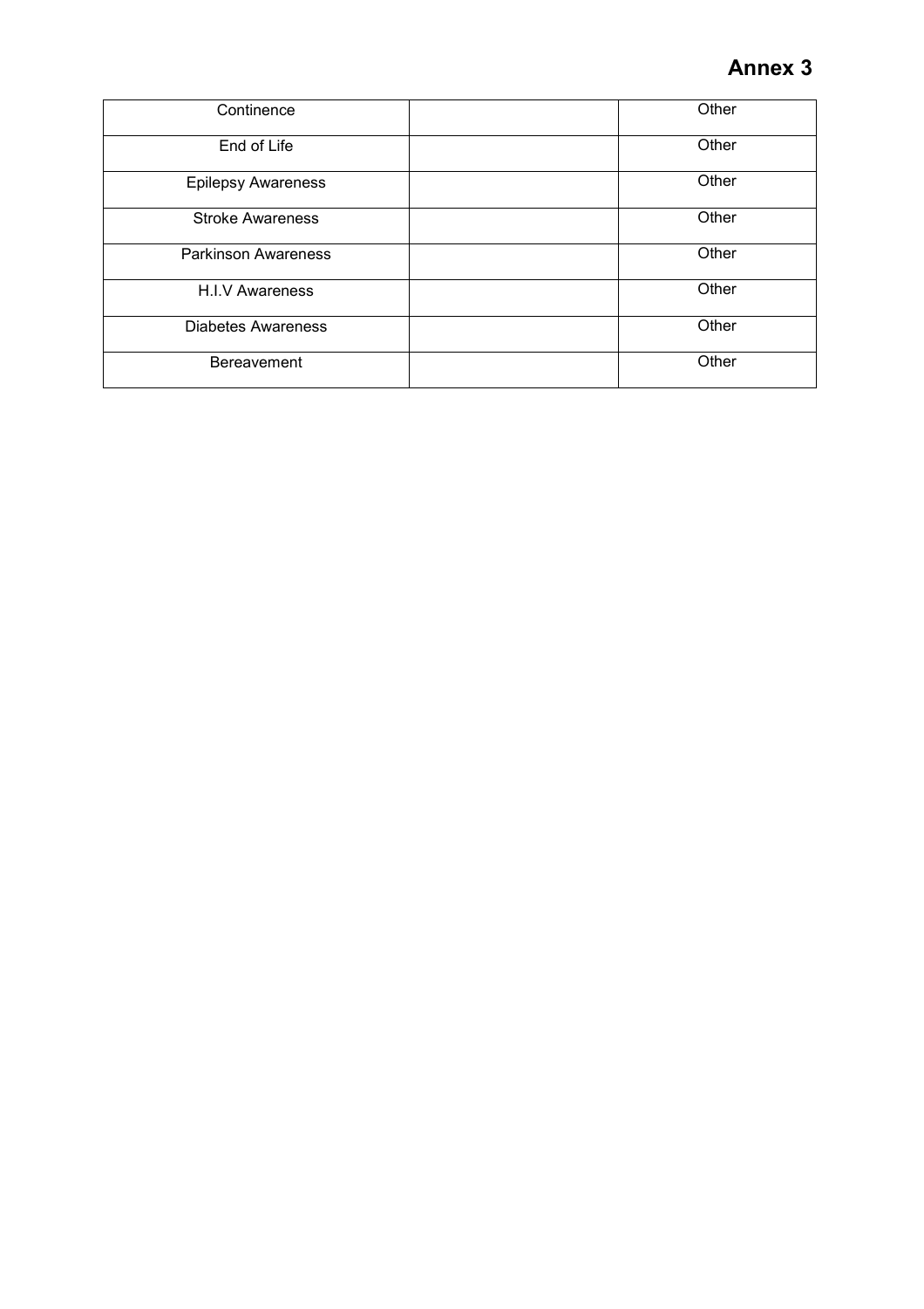# Annex 3

| | | |
|---|---|---|
| Continence | | Other |
| End of Life | | Other |
| Epilepsy Awareness | | Other |
| Stroke Awareness | | Other |
| Parkinson Awareness | | Other |
| H.I.V Awareness | | Other |
| Diabetes Awareness | | Other |
| Bereavement | | Other |